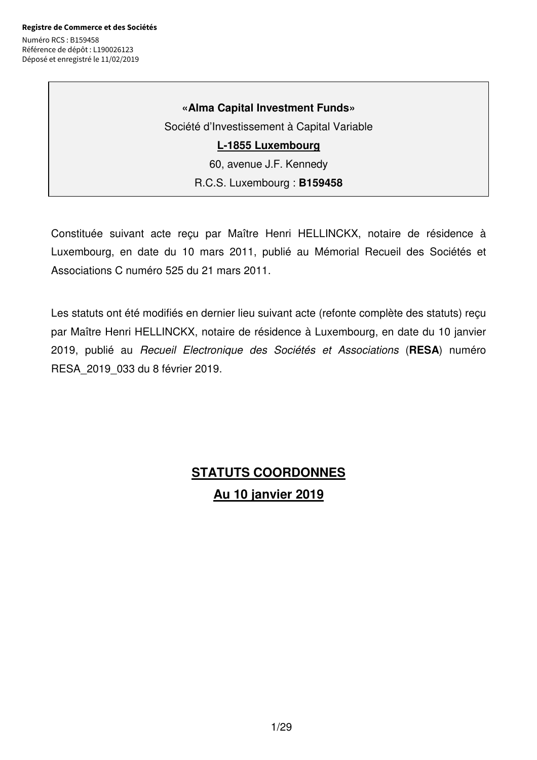**Registre de Commerce et des Sociétés**

Numéro RCS : B159458
Référence de dépôt : L190026123
Déposé et enregistré le 11/02/2019

**«Alma Capital Investment Funds»**

Société d'Investissement à Capital Variable

**L-1855 Luxembourg**

60, avenue J.F. Kennedy

R.C.S. Luxembourg : **B159458**

Constituée suivant acte reçu par Maître Henri HELLINCKX, notaire de résidence à Luxembourg, en date du 10 mars 2011, publié au Mémorial Recueil des Sociétés et Associations C numéro 525 du 21 mars 2011.

Les statuts ont été modifiés en dernier lieu suivant acte (refonte complète des statuts) reçu par Maître Henri HELLINCKX, notaire de résidence à Luxembourg, en date du 10 janvier 2019, publié au *Recueil Electronique des Sociétés et Associations* (**RESA**) numéro RESA_2019_033 du 8 février 2019.

# STATUTS COORDONNES

## Au 10 janvier 2019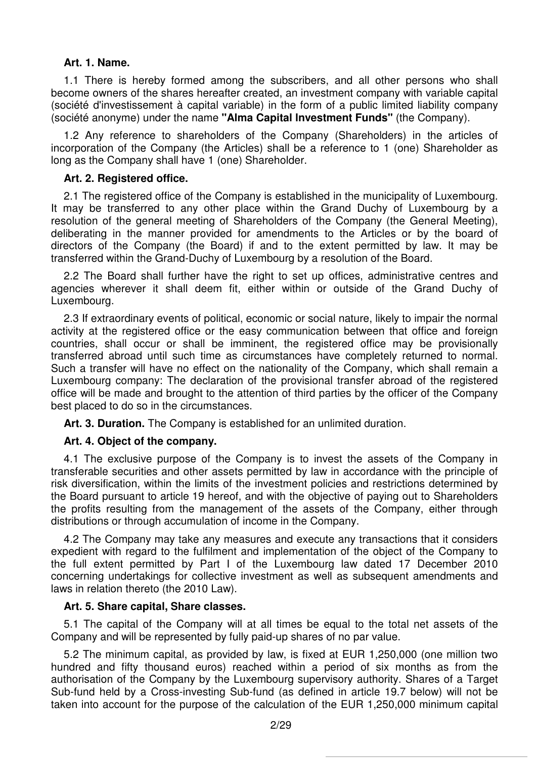**Art. 1. Name.**

1.1 There is hereby formed among the subscribers, and all other persons who shall become owners of the shares hereafter created, an investment company with variable capital (société d'investissement à capital variable) in the form of a public limited liability company (société anonyme) under the name **"Alma Capital Investment Funds"** (the Company).

1.2 Any reference to shareholders of the Company (Shareholders) in the articles of incorporation of the Company (the Articles) shall be a reference to 1 (one) Shareholder as long as the Company shall have 1 (one) Shareholder.

**Art. 2. Registered office.**

2.1 The registered office of the Company is established in the municipality of Luxembourg. It may be transferred to any other place within the Grand Duchy of Luxembourg by a resolution of the general meeting of Shareholders of the Company (the General Meeting), deliberating in the manner provided for amendments to the Articles or by the board of directors of the Company (the Board) if and to the extent permitted by law. It may be transferred within the Grand-Duchy of Luxembourg by a resolution of the Board.

2.2 The Board shall further have the right to set up offices, administrative centres and agencies wherever it shall deem fit, either within or outside of the Grand Duchy of Luxembourg.

2.3 If extraordinary events of political, economic or social nature, likely to impair the normal activity at the registered office or the easy communication between that office and foreign countries, shall occur or shall be imminent, the registered office may be provisionally transferred abroad until such time as circumstances have completely returned to normal. Such a transfer will have no effect on the nationality of the Company, which shall remain a Luxembourg company: The declaration of the provisional transfer abroad of the registered office will be made and brought to the attention of third parties by the officer of the Company best placed to do so in the circumstances.

**Art. 3. Duration.** The Company is established for an unlimited duration.

**Art. 4. Object of the company.**

4.1 The exclusive purpose of the Company is to invest the assets of the Company in transferable securities and other assets permitted by law in accordance with the principle of risk diversification, within the limits of the investment policies and restrictions determined by the Board pursuant to article 19 hereof, and with the objective of paying out to Shareholders the profits resulting from the management of the assets of the Company, either through distributions or through accumulation of income in the Company.

4.2 The Company may take any measures and execute any transactions that it considers expedient with regard to the fulfilment and implementation of the object of the Company to the full extent permitted by Part I of the Luxembourg law dated 17 December 2010 concerning undertakings for collective investment as well as subsequent amendments and laws in relation thereto (the 2010 Law).

**Art. 5. Share capital, Share classes.**

5.1 The capital of the Company will at all times be equal to the total net assets of the Company and will be represented by fully paid-up shares of no par value.

5.2 The minimum capital, as provided by law, is fixed at EUR 1,250,000 (one million two hundred and fifty thousand euros) reached within a period of six months as from the authorisation of the Company by the Luxembourg supervisory authority. Shares of a Target Sub-fund held by a Cross-investing Sub-fund (as defined in article 19.7 below) will not be taken into account for the purpose of the calculation of the EUR 1,250,000 minimum capital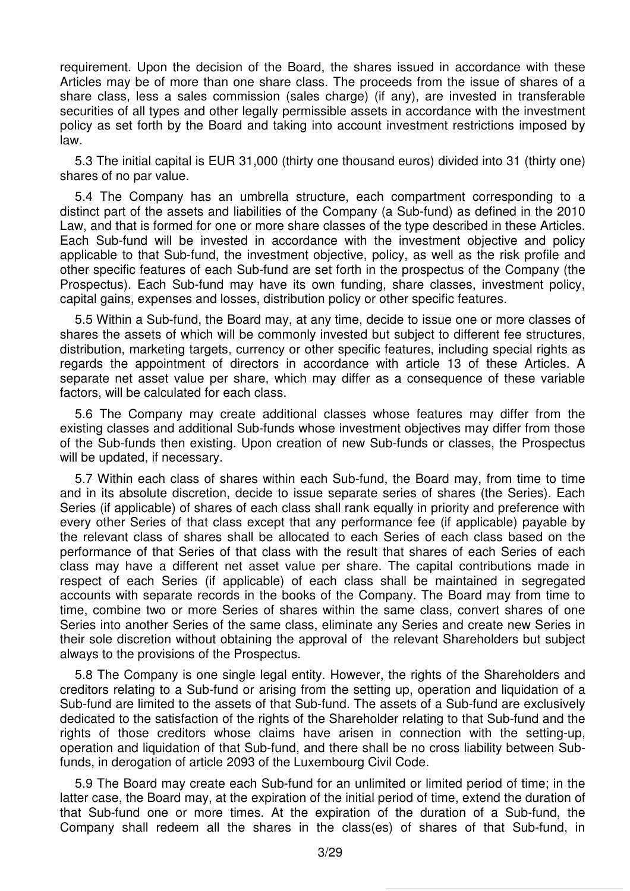requirement. Upon the decision of the Board, the shares issued in accordance with these Articles may be of more than one share class. The proceeds from the issue of shares of a share class, less a sales commission (sales charge) (if any), are invested in transferable securities of all types and other legally permissible assets in accordance with the investment policy as set forth by the Board and taking into account investment restrictions imposed by law.

5.3 The initial capital is EUR 31,000 (thirty one thousand euros) divided into 31 (thirty one) shares of no par value.

5.4 The Company has an umbrella structure, each compartment corresponding to a distinct part of the assets and liabilities of the Company (a Sub-fund) as defined in the 2010 Law, and that is formed for one or more share classes of the type described in these Articles. Each Sub-fund will be invested in accordance with the investment objective and policy applicable to that Sub-fund, the investment objective, policy, as well as the risk profile and other specific features of each Sub-fund are set forth in the prospectus of the Company (the Prospectus). Each Sub-fund may have its own funding, share classes, investment policy, capital gains, expenses and losses, distribution policy or other specific features.

5.5 Within a Sub-fund, the Board may, at any time, decide to issue one or more classes of shares the assets of which will be commonly invested but subject to different fee structures, distribution, marketing targets, currency or other specific features, including special rights as regards the appointment of directors in accordance with article 13 of these Articles. A separate net asset value per share, which may differ as a consequence of these variable factors, will be calculated for each class.

5.6 The Company may create additional classes whose features may differ from the existing classes and additional Sub-funds whose investment objectives may differ from those of the Sub-funds then existing. Upon creation of new Sub-funds or classes, the Prospectus will be updated, if necessary.

5.7 Within each class of shares within each Sub-fund, the Board may, from time to time and in its absolute discretion, decide to issue separate series of shares (the Series). Each Series (if applicable) of shares of each class shall rank equally in priority and preference with every other Series of that class except that any performance fee (if applicable) payable by the relevant class of shares shall be allocated to each Series of each class based on the performance of that Series of that class with the result that shares of each Series of each class may have a different net asset value per share. The capital contributions made in respect of each Series (if applicable) of each class shall be maintained in segregated accounts with separate records in the books of the Company. The Board may from time to time, combine two or more Series of shares within the same class, convert shares of one Series into another Series of the same class, eliminate any Series and create new Series in their sole discretion without obtaining the approval of the relevant Shareholders but subject always to the provisions of the Prospectus.

5.8 The Company is one single legal entity. However, the rights of the Shareholders and creditors relating to a Sub-fund or arising from the setting up, operation and liquidation of a Sub-fund are limited to the assets of that Sub-fund. The assets of a Sub-fund are exclusively dedicated to the satisfaction of the rights of the Shareholder relating to that Sub-fund and the rights of those creditors whose claims have arisen in connection with the setting-up, operation and liquidation of that Sub-fund, and there shall be no cross liability between Sub-funds, in derogation of article 2093 of the Luxembourg Civil Code.

5.9 The Board may create each Sub-fund for an unlimited or limited period of time; in the latter case, the Board may, at the expiration of the initial period of time, extend the duration of that Sub-fund one or more times. At the expiration of the duration of a Sub-fund, the Company shall redeem all the shares in the class(es) of shares of that Sub-fund, in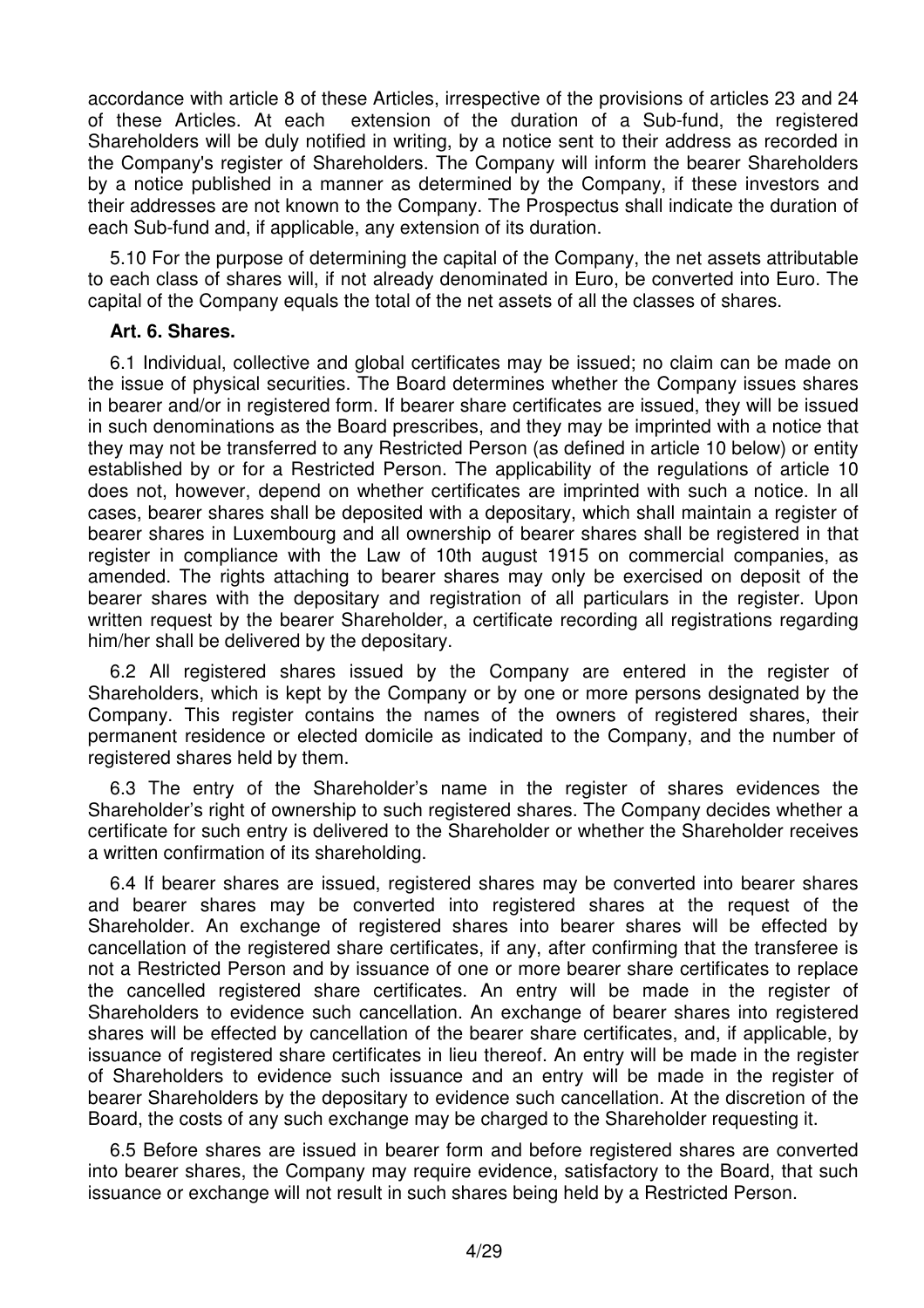accordance with article 8 of these Articles, irrespective of the provisions of articles 23 and 24 of these Articles. At each extension of the duration of a Sub-fund, the registered Shareholders will be duly notified in writing, by a notice sent to their address as recorded in the Company's register of Shareholders. The Company will inform the bearer Shareholders by a notice published in a manner as determined by the Company, if these investors and their addresses are not known to the Company. The Prospectus shall indicate the duration of each Sub-fund and, if applicable, any extension of its duration.

5.10 For the purpose of determining the capital of the Company, the net assets attributable to each class of shares will, if not already denominated in Euro, be converted into Euro. The capital of the Company equals the total of the net assets of all the classes of shares.

**Art. 6. Shares.**

6.1 Individual, collective and global certificates may be issued; no claim can be made on the issue of physical securities. The Board determines whether the Company issues shares in bearer and/or in registered form. If bearer share certificates are issued, they will be issued in such denominations as the Board prescribes, and they may be imprinted with a notice that they may not be transferred to any Restricted Person (as defined in article 10 below) or entity established by or for a Restricted Person. The applicability of the regulations of article 10 does not, however, depend on whether certificates are imprinted with such a notice. In all cases, bearer shares shall be deposited with a depositary, which shall maintain a register of bearer shares in Luxembourg and all ownership of bearer shares shall be registered in that register in compliance with the Law of 10th august 1915 on commercial companies, as amended. The rights attaching to bearer shares may only be exercised on deposit of the bearer shares with the depositary and registration of all particulars in the register. Upon written request by the bearer Shareholder, a certificate recording all registrations regarding him/her shall be delivered by the depositary.

6.2 All registered shares issued by the Company are entered in the register of Shareholders, which is kept by the Company or by one or more persons designated by the Company. This register contains the names of the owners of registered shares, their permanent residence or elected domicile as indicated to the Company, and the number of registered shares held by them.

6.3 The entry of the Shareholder's name in the register of shares evidences the Shareholder's right of ownership to such registered shares. The Company decides whether a certificate for such entry is delivered to the Shareholder or whether the Shareholder receives a written confirmation of its shareholding.

6.4 If bearer shares are issued, registered shares may be converted into bearer shares and bearer shares may be converted into registered shares at the request of the Shareholder. An exchange of registered shares into bearer shares will be effected by cancellation of the registered share certificates, if any, after confirming that the transferee is not a Restricted Person and by issuance of one or more bearer share certificates to replace the cancelled registered share certificates. An entry will be made in the register of Shareholders to evidence such cancellation. An exchange of bearer shares into registered shares will be effected by cancellation of the bearer share certificates, and, if applicable, by issuance of registered share certificates in lieu thereof. An entry will be made in the register of Shareholders to evidence such issuance and an entry will be made in the register of bearer Shareholders by the depositary to evidence such cancellation. At the discretion of the Board, the costs of any such exchange may be charged to the Shareholder requesting it.

6.5 Before shares are issued in bearer form and before registered shares are converted into bearer shares, the Company may require evidence, satisfactory to the Board, that such issuance or exchange will not result in such shares being held by a Restricted Person.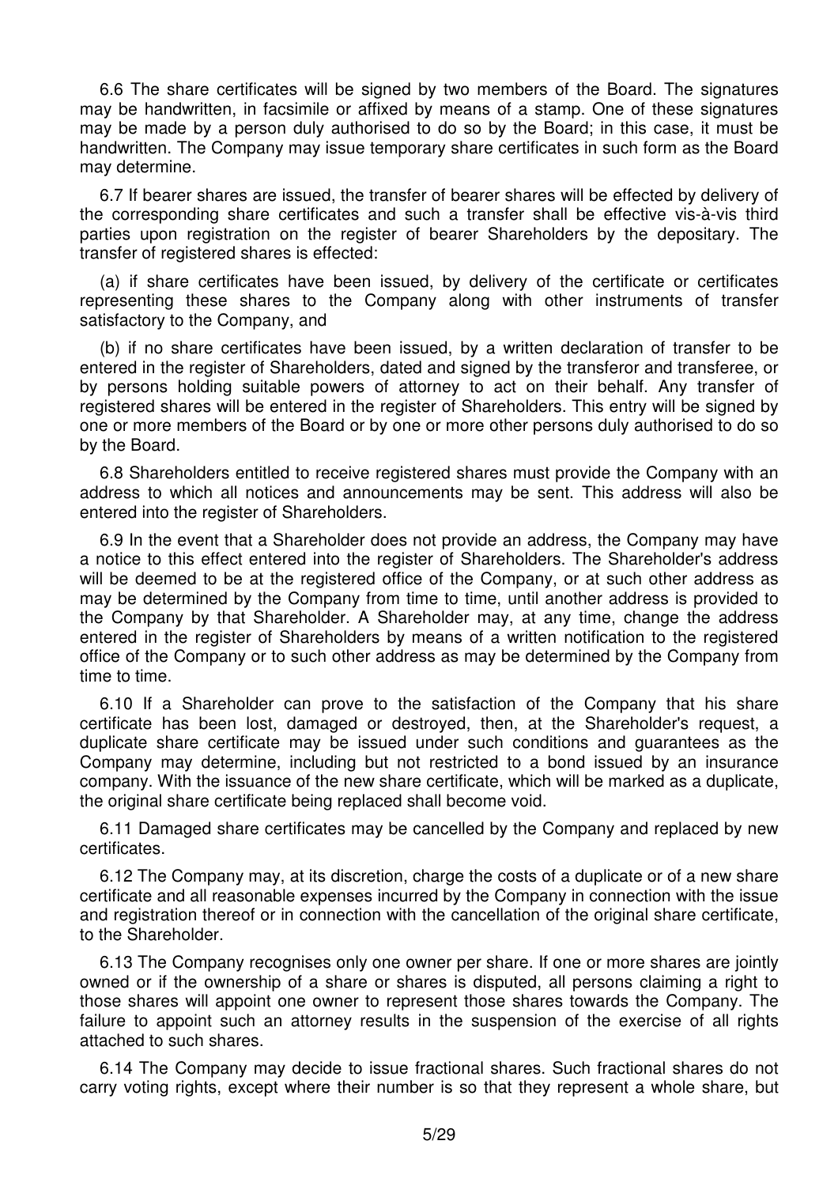6.6 The share certificates will be signed by two members of the Board. The signatures may be handwritten, in facsimile or affixed by means of a stamp. One of these signatures may be made by a person duly authorised to do so by the Board; in this case, it must be handwritten. The Company may issue temporary share certificates in such form as the Board may determine.

6.7 If bearer shares are issued, the transfer of bearer shares will be effected by delivery of the corresponding share certificates and such a transfer shall be effective vis-à-vis third parties upon registration on the register of bearer Shareholders by the depositary. The transfer of registered shares is effected:

(a) if share certificates have been issued, by delivery of the certificate or certificates representing these shares to the Company along with other instruments of transfer satisfactory to the Company, and

(b) if no share certificates have been issued, by a written declaration of transfer to be entered in the register of Shareholders, dated and signed by the transferor and transferee, or by persons holding suitable powers of attorney to act on their behalf. Any transfer of registered shares will be entered in the register of Shareholders. This entry will be signed by one or more members of the Board or by one or more other persons duly authorised to do so by the Board.

6.8 Shareholders entitled to receive registered shares must provide the Company with an address to which all notices and announcements may be sent. This address will also be entered into the register of Shareholders.

6.9 In the event that a Shareholder does not provide an address, the Company may have a notice to this effect entered into the register of Shareholders. The Shareholder's address will be deemed to be at the registered office of the Company, or at such other address as may be determined by the Company from time to time, until another address is provided to the Company by that Shareholder. A Shareholder may, at any time, change the address entered in the register of Shareholders by means of a written notification to the registered office of the Company or to such other address as may be determined by the Company from time to time.

6.10 If a Shareholder can prove to the satisfaction of the Company that his share certificate has been lost, damaged or destroyed, then, at the Shareholder's request, a duplicate share certificate may be issued under such conditions and guarantees as the Company may determine, including but not restricted to a bond issued by an insurance company. With the issuance of the new share certificate, which will be marked as a duplicate, the original share certificate being replaced shall become void.

6.11 Damaged share certificates may be cancelled by the Company and replaced by new certificates.

6.12 The Company may, at its discretion, charge the costs of a duplicate or of a new share certificate and all reasonable expenses incurred by the Company in connection with the issue and registration thereof or in connection with the cancellation of the original share certificate, to the Shareholder.

6.13 The Company recognises only one owner per share. If one or more shares are jointly owned or if the ownership of a share or shares is disputed, all persons claiming a right to those shares will appoint one owner to represent those shares towards the Company. The failure to appoint such an attorney results in the suspension of the exercise of all rights attached to such shares.

6.14 The Company may decide to issue fractional shares. Such fractional shares do not carry voting rights, except where their number is so that they represent a whole share, but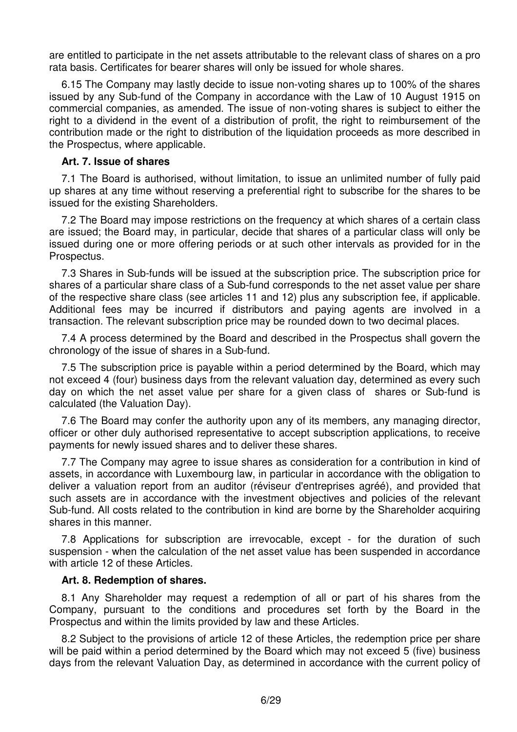are entitled to participate in the net assets attributable to the relevant class of shares on a pro rata basis. Certificates for bearer shares will only be issued for whole shares.

6.15 The Company may lastly decide to issue non-voting shares up to 100% of the shares issued by any Sub-fund of the Company in accordance with the Law of 10 August 1915 on commercial companies, as amended. The issue of non-voting shares is subject to either the right to a dividend in the event of a distribution of profit, the right to reimbursement of the contribution made or the right to distribution of the liquidation proceeds as more described in the Prospectus, where applicable.

**Art. 7. Issue of shares**

7.1 The Board is authorised, without limitation, to issue an unlimited number of fully paid up shares at any time without reserving a preferential right to subscribe for the shares to be issued for the existing Shareholders.

7.2 The Board may impose restrictions on the frequency at which shares of a certain class are issued; the Board may, in particular, decide that shares of a particular class will only be issued during one or more offering periods or at such other intervals as provided for in the Prospectus.

7.3 Shares in Sub-funds will be issued at the subscription price. The subscription price for shares of a particular share class of a Sub-fund corresponds to the net asset value per share of the respective share class (see articles 11 and 12) plus any subscription fee, if applicable. Additional fees may be incurred if distributors and paying agents are involved in a transaction. The relevant subscription price may be rounded down to two decimal places.

7.4 A process determined by the Board and described in the Prospectus shall govern the chronology of the issue of shares in a Sub-fund.

7.5 The subscription price is payable within a period determined by the Board, which may not exceed 4 (four) business days from the relevant valuation day, determined as every such day on which the net asset value per share for a given class of shares or Sub-fund is calculated (the Valuation Day).

7.6 The Board may confer the authority upon any of its members, any managing director, officer or other duly authorised representative to accept subscription applications, to receive payments for newly issued shares and to deliver these shares.

7.7 The Company may agree to issue shares as consideration for a contribution in kind of assets, in accordance with Luxembourg law, in particular in accordance with the obligation to deliver a valuation report from an auditor (réviseur d'entreprises agréé), and provided that such assets are in accordance with the investment objectives and policies of the relevant Sub-fund. All costs related to the contribution in kind are borne by the Shareholder acquiring shares in this manner.

7.8 Applications for subscription are irrevocable, except - for the duration of such suspension - when the calculation of the net asset value has been suspended in accordance with article 12 of these Articles.

**Art. 8. Redemption of shares.**

8.1 Any Shareholder may request a redemption of all or part of his shares from the Company, pursuant to the conditions and procedures set forth by the Board in the Prospectus and within the limits provided by law and these Articles.

8.2 Subject to the provisions of article 12 of these Articles, the redemption price per share will be paid within a period determined by the Board which may not exceed 5 (five) business days from the relevant Valuation Day, as determined in accordance with the current policy of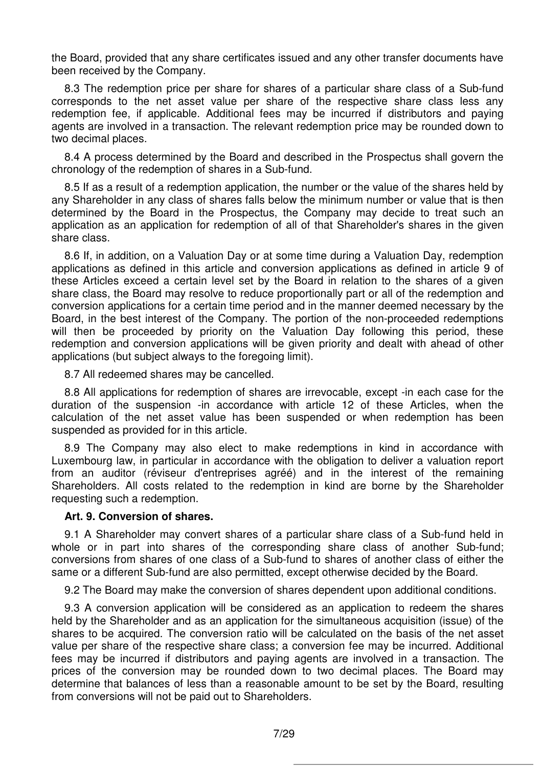the Board, provided that any share certificates issued and any other transfer documents have been received by the Company.

8.3 The redemption price per share for shares of a particular share class of a Sub-fund corresponds to the net asset value per share of the respective share class less any redemption fee, if applicable. Additional fees may be incurred if distributors and paying agents are involved in a transaction. The relevant redemption price may be rounded down to two decimal places.

8.4 A process determined by the Board and described in the Prospectus shall govern the chronology of the redemption of shares in a Sub-fund.

8.5 If as a result of a redemption application, the number or the value of the shares held by any Shareholder in any class of shares falls below the minimum number or value that is then determined by the Board in the Prospectus, the Company may decide to treat such an application as an application for redemption of all of that Shareholder's shares in the given share class.

8.6 If, in addition, on a Valuation Day or at some time during a Valuation Day, redemption applications as defined in this article and conversion applications as defined in article 9 of these Articles exceed a certain level set by the Board in relation to the shares of a given share class, the Board may resolve to reduce proportionally part or all of the redemption and conversion applications for a certain time period and in the manner deemed necessary by the Board, in the best interest of the Company. The portion of the non-proceeded redemptions will then be proceeded by priority on the Valuation Day following this period, these redemption and conversion applications will be given priority and dealt with ahead of other applications (but subject always to the foregoing limit).

8.7 All redeemed shares may be cancelled.

8.8 All applications for redemption of shares are irrevocable, except -in each case for the duration of the suspension -in accordance with article 12 of these Articles, when the calculation of the net asset value has been suspended or when redemption has been suspended as provided for in this article.

8.9 The Company may also elect to make redemptions in kind in accordance with Luxembourg law, in particular in accordance with the obligation to deliver a valuation report from an auditor (réviseur d'entreprises agréé) and in the interest of the remaining Shareholders. All costs related to the redemption in kind are borne by the Shareholder requesting such a redemption.

**Art. 9. Conversion of shares.**

9.1 A Shareholder may convert shares of a particular share class of a Sub-fund held in whole or in part into shares of the corresponding share class of another Sub-fund; conversions from shares of one class of a Sub-fund to shares of another class of either the same or a different Sub-fund are also permitted, except otherwise decided by the Board.

9.2 The Board may make the conversion of shares dependent upon additional conditions.

9.3 A conversion application will be considered as an application to redeem the shares held by the Shareholder and as an application for the simultaneous acquisition (issue) of the shares to be acquired. The conversion ratio will be calculated on the basis of the net asset value per share of the respective share class; a conversion fee may be incurred. Additional fees may be incurred if distributors and paying agents are involved in a transaction. The prices of the conversion may be rounded down to two decimal places. The Board may determine that balances of less than a reasonable amount to be set by the Board, resulting from conversions will not be paid out to Shareholders.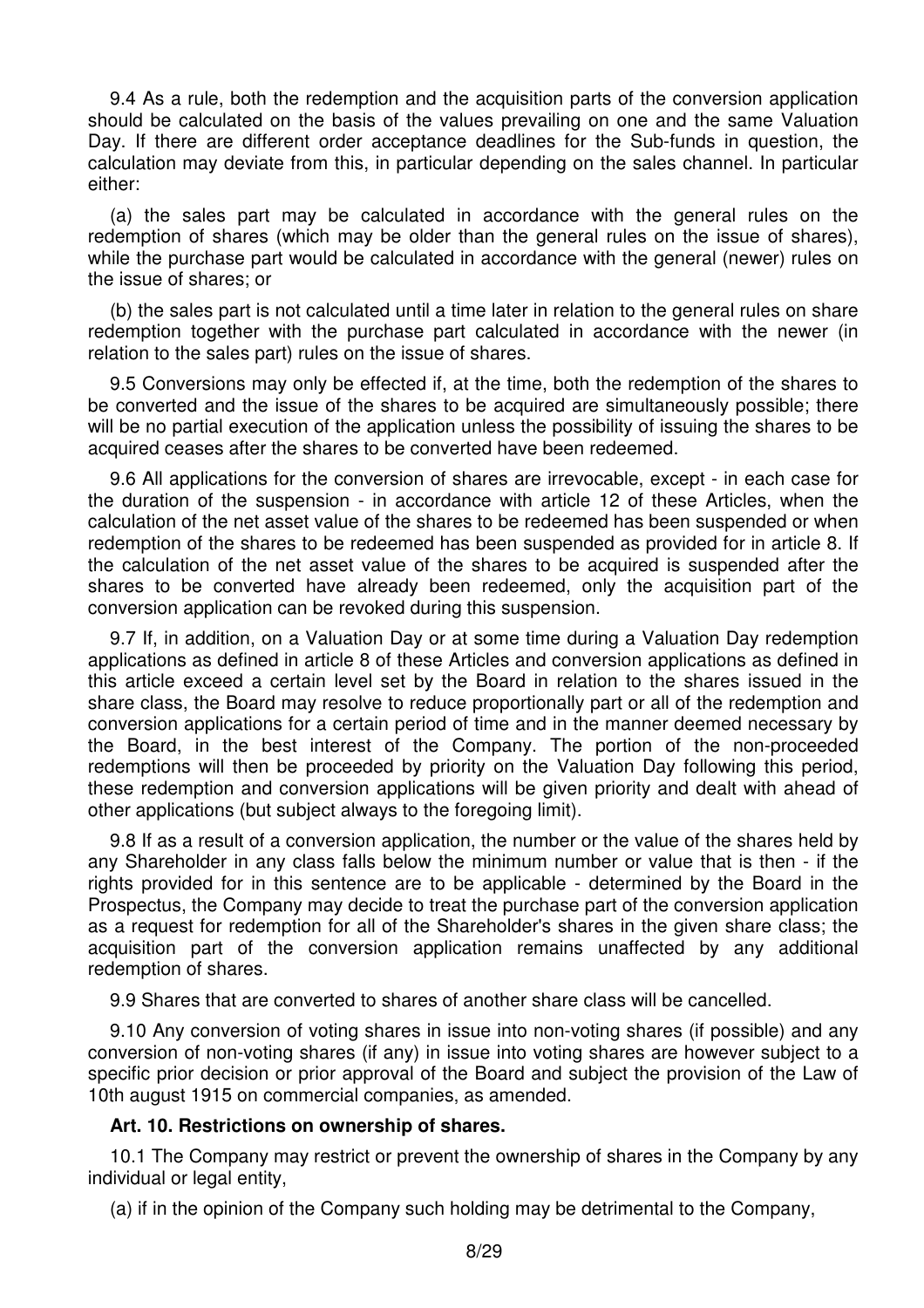9.4 As a rule, both the redemption and the acquisition parts of the conversion application should be calculated on the basis of the values prevailing on one and the same Valuation Day. If there are different order acceptance deadlines for the Sub-funds in question, the calculation may deviate from this, in particular depending on the sales channel. In particular either:

(a) the sales part may be calculated in accordance with the general rules on the redemption of shares (which may be older than the general rules on the issue of shares), while the purchase part would be calculated in accordance with the general (newer) rules on the issue of shares; or

(b) the sales part is not calculated until a time later in relation to the general rules on share redemption together with the purchase part calculated in accordance with the newer (in relation to the sales part) rules on the issue of shares.

9.5 Conversions may only be effected if, at the time, both the redemption of the shares to be converted and the issue of the shares to be acquired are simultaneously possible; there will be no partial execution of the application unless the possibility of issuing the shares to be acquired ceases after the shares to be converted have been redeemed.

9.6 All applications for the conversion of shares are irrevocable, except - in each case for the duration of the suspension - in accordance with article 12 of these Articles, when the calculation of the net asset value of the shares to be redeemed has been suspended or when redemption of the shares to be redeemed has been suspended as provided for in article 8. If the calculation of the net asset value of the shares to be acquired is suspended after the shares to be converted have already been redeemed, only the acquisition part of the conversion application can be revoked during this suspension.

9.7 If, in addition, on a Valuation Day or at some time during a Valuation Day redemption applications as defined in article 8 of these Articles and conversion applications as defined in this article exceed a certain level set by the Board in relation to the shares issued in the share class, the Board may resolve to reduce proportionally part or all of the redemption and conversion applications for a certain period of time and in the manner deemed necessary by the Board, in the best interest of the Company. The portion of the non-proceeded redemptions will then be proceeded by priority on the Valuation Day following this period, these redemption and conversion applications will be given priority and dealt with ahead of other applications (but subject always to the foregoing limit).

9.8 If as a result of a conversion application, the number or the value of the shares held by any Shareholder in any class falls below the minimum number or value that is then - if the rights provided for in this sentence are to be applicable - determined by the Board in the Prospectus, the Company may decide to treat the purchase part of the conversion application as a request for redemption for all of the Shareholder's shares in the given share class; the acquisition part of the conversion application remains unaffected by any additional redemption of shares.

9.9 Shares that are converted to shares of another share class will be cancelled.

9.10 Any conversion of voting shares in issue into non-voting shares (if possible) and any conversion of non-voting shares (if any) in issue into voting shares are however subject to a specific prior decision or prior approval of the Board and subject the provision of the Law of 10th august 1915 on commercial companies, as amended.

**Art. 10. Restrictions on ownership of shares.**

10.1 The Company may restrict or prevent the ownership of shares in the Company by any individual or legal entity,

(a) if in the opinion of the Company such holding may be detrimental to the Company,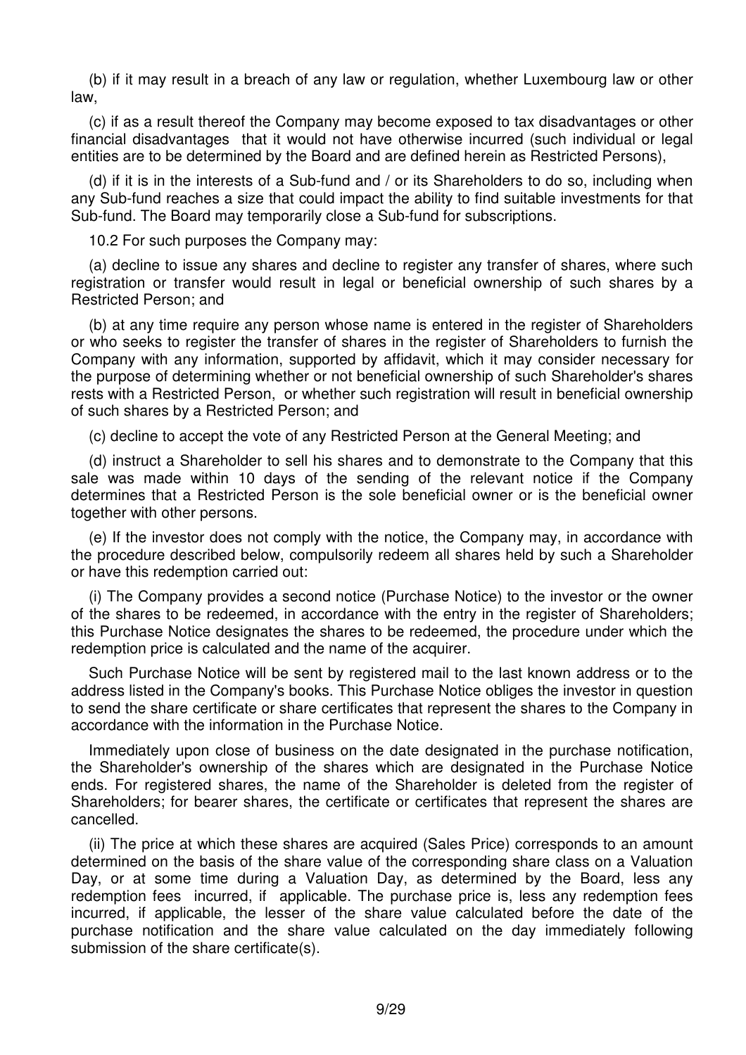(b) if it may result in a breach of any law or regulation, whether Luxembourg law or other law,

(c) if as a result thereof the Company may become exposed to tax disadvantages or other financial disadvantages that it would not have otherwise incurred (such individual or legal entities are to be determined by the Board and are defined herein as Restricted Persons),

(d) if it is in the interests of a Sub-fund and / or its Shareholders to do so, including when any Sub-fund reaches a size that could impact the ability to find suitable investments for that Sub-fund. The Board may temporarily close a Sub-fund for subscriptions.

10.2 For such purposes the Company may:

(a) decline to issue any shares and decline to register any transfer of shares, where such registration or transfer would result in legal or beneficial ownership of such shares by a Restricted Person; and

(b) at any time require any person whose name is entered in the register of Shareholders or who seeks to register the transfer of shares in the register of Shareholders to furnish the Company with any information, supported by affidavit, which it may consider necessary for the purpose of determining whether or not beneficial ownership of such Shareholder's shares rests with a Restricted Person, or whether such registration will result in beneficial ownership of such shares by a Restricted Person; and

(c) decline to accept the vote of any Restricted Person at the General Meeting; and

(d) instruct a Shareholder to sell his shares and to demonstrate to the Company that this sale was made within 10 days of the sending of the relevant notice if the Company determines that a Restricted Person is the sole beneficial owner or is the beneficial owner together with other persons.

(e) If the investor does not comply with the notice, the Company may, in accordance with the procedure described below, compulsorily redeem all shares held by such a Shareholder or have this redemption carried out:

(i) The Company provides a second notice (Purchase Notice) to the investor or the owner of the shares to be redeemed, in accordance with the entry in the register of Shareholders; this Purchase Notice designates the shares to be redeemed, the procedure under which the redemption price is calculated and the name of the acquirer.

Such Purchase Notice will be sent by registered mail to the last known address or to the address listed in the Company's books. This Purchase Notice obliges the investor in question to send the share certificate or share certificates that represent the shares to the Company in accordance with the information in the Purchase Notice.

Immediately upon close of business on the date designated in the purchase notification, the Shareholder's ownership of the shares which are designated in the Purchase Notice ends. For registered shares, the name of the Shareholder is deleted from the register of Shareholders; for bearer shares, the certificate or certificates that represent the shares are cancelled.

(ii) The price at which these shares are acquired (Sales Price) corresponds to an amount determined on the basis of the share value of the corresponding share class on a Valuation Day, or at some time during a Valuation Day, as determined by the Board, less any redemption fees incurred, if applicable. The purchase price is, less any redemption fees incurred, if applicable, the lesser of the share value calculated before the date of the purchase notification and the share value calculated on the day immediately following submission of the share certificate(s).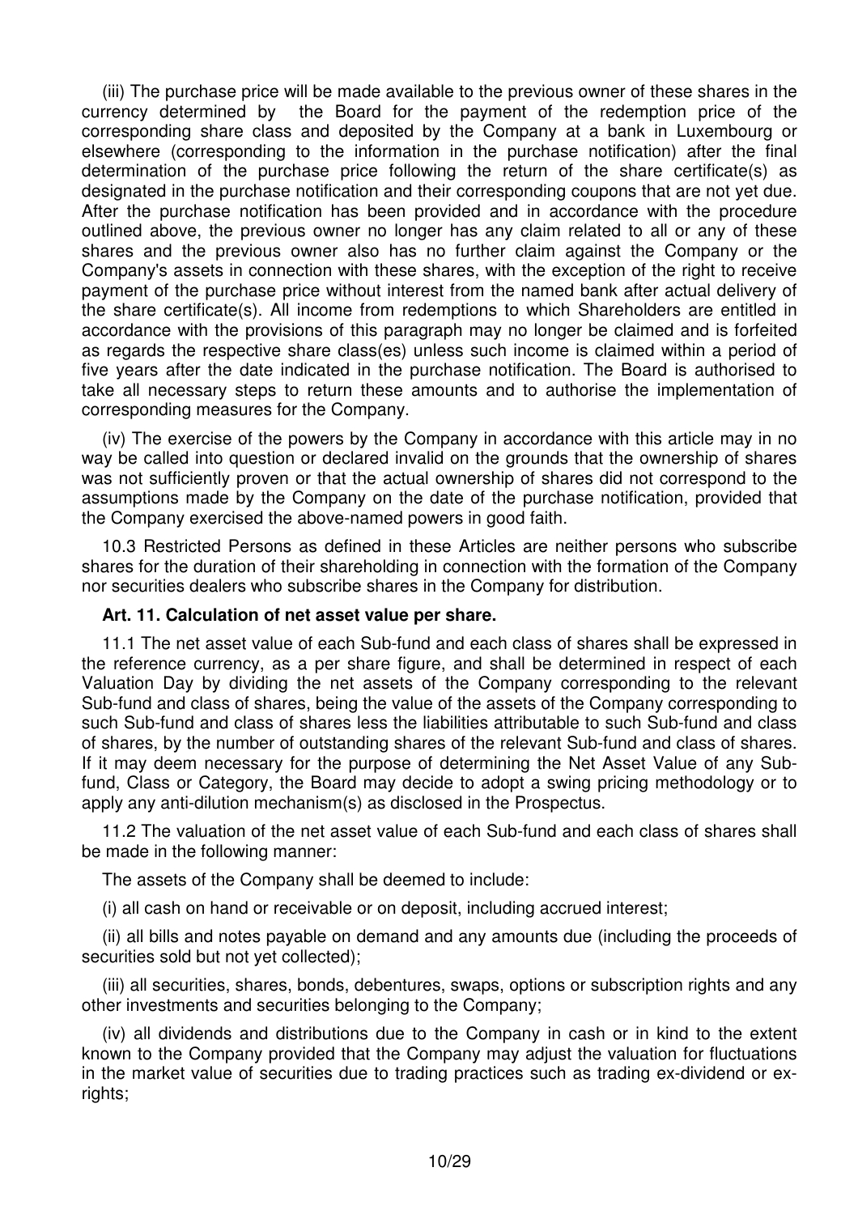(iii) The purchase price will be made available to the previous owner of these shares in the currency determined by the Board for the payment of the redemption price of the corresponding share class and deposited by the Company at a bank in Luxembourg or elsewhere (corresponding to the information in the purchase notification) after the final determination of the purchase price following the return of the share certificate(s) as designated in the purchase notification and their corresponding coupons that are not yet due. After the purchase notification has been provided and in accordance with the procedure outlined above, the previous owner no longer has any claim related to all or any of these shares and the previous owner also has no further claim against the Company or the Company's assets in connection with these shares, with the exception of the right to receive payment of the purchase price without interest from the named bank after actual delivery of the share certificate(s). All income from redemptions to which Shareholders are entitled in accordance with the provisions of this paragraph may no longer be claimed and is forfeited as regards the respective share class(es) unless such income is claimed within a period of five years after the date indicated in the purchase notification. The Board is authorised to take all necessary steps to return these amounts and to authorise the implementation of corresponding measures for the Company.

(iv) The exercise of the powers by the Company in accordance with this article may in no way be called into question or declared invalid on the grounds that the ownership of shares was not sufficiently proven or that the actual ownership of shares did not correspond to the assumptions made by the Company on the date of the purchase notification, provided that the Company exercised the above-named powers in good faith.

10.3 Restricted Persons as defined in these Articles are neither persons who subscribe shares for the duration of their shareholding in connection with the formation of the Company nor securities dealers who subscribe shares in the Company for distribution.

**Art. 11. Calculation of net asset value per share.**

11.1 The net asset value of each Sub-fund and each class of shares shall be expressed in the reference currency, as a per share figure, and shall be determined in respect of each Valuation Day by dividing the net assets of the Company corresponding to the relevant Sub-fund and class of shares, being the value of the assets of the Company corresponding to such Sub-fund and class of shares less the liabilities attributable to such Sub-fund and class of shares, by the number of outstanding shares of the relevant Sub-fund and class of shares. If it may deem necessary for the purpose of determining the Net Asset Value of any Sub-fund, Class or Category, the Board may decide to adopt a swing pricing methodology or to apply any anti-dilution mechanism(s) as disclosed in the Prospectus.

11.2 The valuation of the net asset value of each Sub-fund and each class of shares shall be made in the following manner:

The assets of the Company shall be deemed to include:

(i) all cash on hand or receivable or on deposit, including accrued interest;

(ii) all bills and notes payable on demand and any amounts due (including the proceeds of securities sold but not yet collected);

(iii) all securities, shares, bonds, debentures, swaps, options or subscription rights and any other investments and securities belonging to the Company;

(iv) all dividends and distributions due to the Company in cash or in kind to the extent known to the Company provided that the Company may adjust the valuation for fluctuations in the market value of securities due to trading practices such as trading ex-dividend or ex-rights;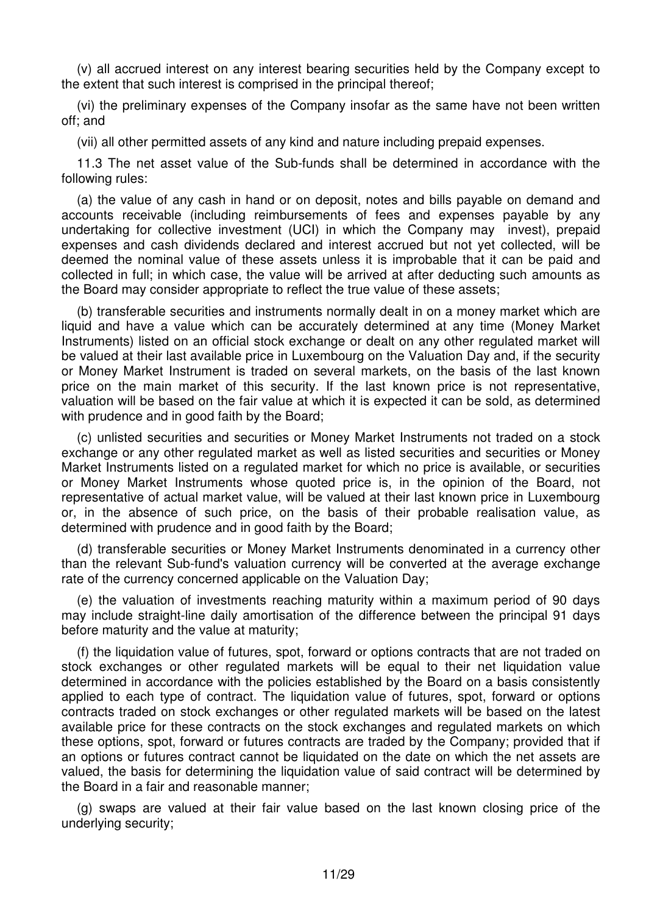(v) all accrued interest on any interest bearing securities held by the Company except to the extent that such interest is comprised in the principal thereof;

(vi) the preliminary expenses of the Company insofar as the same have not been written off; and

(vii) all other permitted assets of any kind and nature including prepaid expenses.

11.3 The net asset value of the Sub-funds shall be determined in accordance with the following rules:

(a) the value of any cash in hand or on deposit, notes and bills payable on demand and accounts receivable (including reimbursements of fees and expenses payable by any undertaking for collective investment (UCI) in which the Company may invest), prepaid expenses and cash dividends declared and interest accrued but not yet collected, will be deemed the nominal value of these assets unless it is improbable that it can be paid and collected in full; in which case, the value will be arrived at after deducting such amounts as the Board may consider appropriate to reflect the true value of these assets;

(b) transferable securities and instruments normally dealt in on a money market which are liquid and have a value which can be accurately determined at any time (Money Market Instruments) listed on an official stock exchange or dealt on any other regulated market will be valued at their last available price in Luxembourg on the Valuation Day and, if the security or Money Market Instrument is traded on several markets, on the basis of the last known price on the main market of this security. If the last known price is not representative, valuation will be based on the fair value at which it is expected it can be sold, as determined with prudence and in good faith by the Board;

(c) unlisted securities and securities or Money Market Instruments not traded on a stock exchange or any other regulated market as well as listed securities and securities or Money Market Instruments listed on a regulated market for which no price is available, or securities or Money Market Instruments whose quoted price is, in the opinion of the Board, not representative of actual market value, will be valued at their last known price in Luxembourg or, in the absence of such price, on the basis of their probable realisation value, as determined with prudence and in good faith by the Board;

(d) transferable securities or Money Market Instruments denominated in a currency other than the relevant Sub-fund's valuation currency will be converted at the average exchange rate of the currency concerned applicable on the Valuation Day;

(e) the valuation of investments reaching maturity within a maximum period of 90 days may include straight-line daily amortisation of the difference between the principal 91 days before maturity and the value at maturity;

(f) the liquidation value of futures, spot, forward or options contracts that are not traded on stock exchanges or other regulated markets will be equal to their net liquidation value determined in accordance with the policies established by the Board on a basis consistently applied to each type of contract. The liquidation value of futures, spot, forward or options contracts traded on stock exchanges or other regulated markets will be based on the latest available price for these contracts on the stock exchanges and regulated markets on which these options, spot, forward or futures contracts are traded by the Company; provided that if an options or futures contract cannot be liquidated on the date on which the net assets are valued, the basis for determining the liquidation value of said contract will be determined by the Board in a fair and reasonable manner;

(g) swaps are valued at their fair value based on the last known closing price of the underlying security;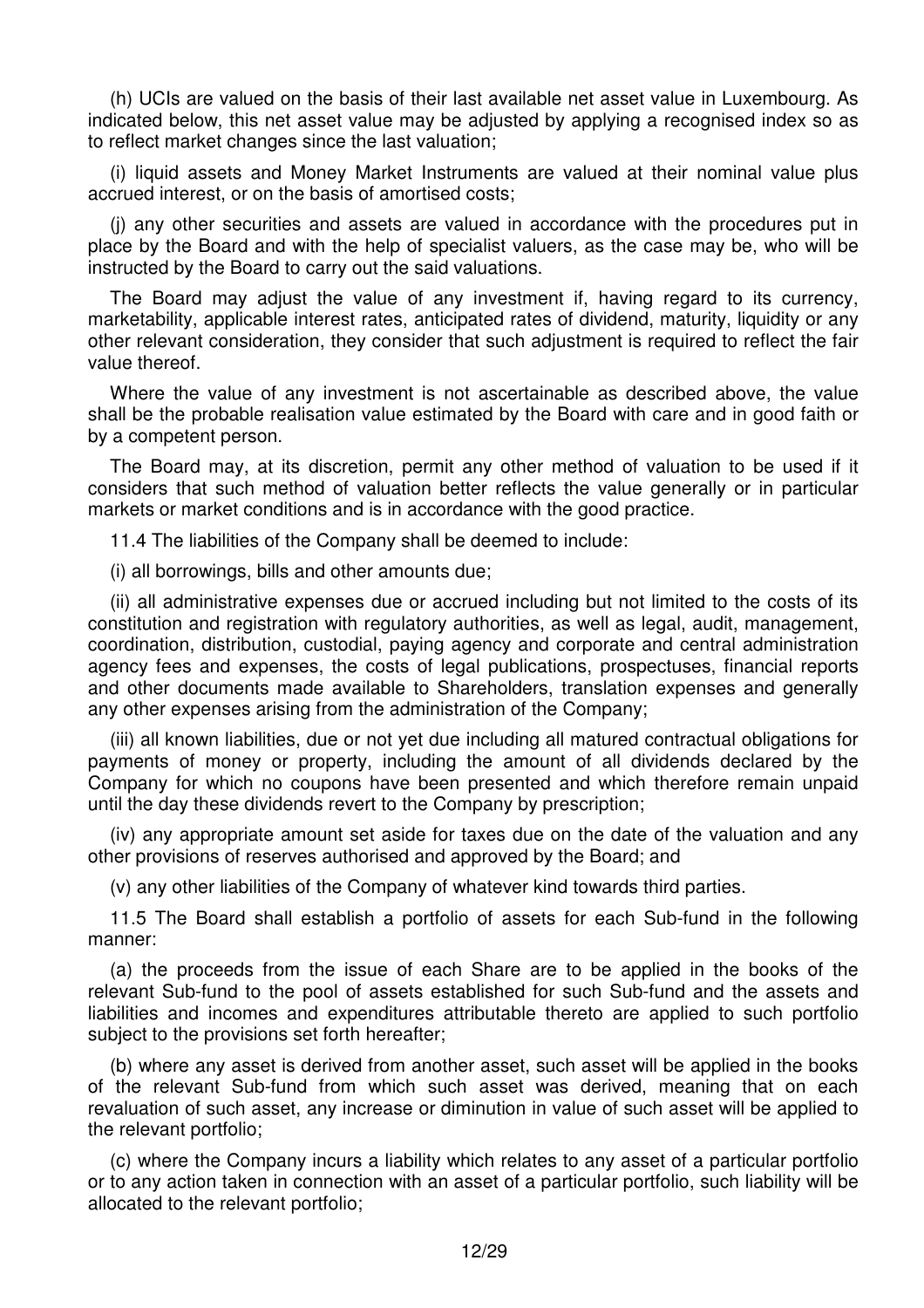(h) UCIs are valued on the basis of their last available net asset value in Luxembourg. As indicated below, this net asset value may be adjusted by applying a recognised index so as to reflect market changes since the last valuation;

(i) liquid assets and Money Market Instruments are valued at their nominal value plus accrued interest, or on the basis of amortised costs;

(j) any other securities and assets are valued in accordance with the procedures put in place by the Board and with the help of specialist valuers, as the case may be, who will be instructed by the Board to carry out the said valuations.

The Board may adjust the value of any investment if, having regard to its currency, marketability, applicable interest rates, anticipated rates of dividend, maturity, liquidity or any other relevant consideration, they consider that such adjustment is required to reflect the fair value thereof.

Where the value of any investment is not ascertainable as described above, the value shall be the probable realisation value estimated by the Board with care and in good faith or by a competent person.

The Board may, at its discretion, permit any other method of valuation to be used if it considers that such method of valuation better reflects the value generally or in particular markets or market conditions and is in accordance with the good practice.

11.4 The liabilities of the Company shall be deemed to include:

(i) all borrowings, bills and other amounts due;

(ii) all administrative expenses due or accrued including but not limited to the costs of its constitution and registration with regulatory authorities, as well as legal, audit, management, coordination, distribution, custodial, paying agency and corporate and central administration agency fees and expenses, the costs of legal publications, prospectuses, financial reports and other documents made available to Shareholders, translation expenses and generally any other expenses arising from the administration of the Company;

(iii) all known liabilities, due or not yet due including all matured contractual obligations for payments of money or property, including the amount of all dividends declared by the Company for which no coupons have been presented and which therefore remain unpaid until the day these dividends revert to the Company by prescription;

(iv) any appropriate amount set aside for taxes due on the date of the valuation and any other provisions of reserves authorised and approved by the Board; and

(v) any other liabilities of the Company of whatever kind towards third parties.

11.5 The Board shall establish a portfolio of assets for each Sub-fund in the following manner:

(a) the proceeds from the issue of each Share are to be applied in the books of the relevant Sub-fund to the pool of assets established for such Sub-fund and the assets and liabilities and incomes and expenditures attributable thereto are applied to such portfolio subject to the provisions set forth hereafter;

(b) where any asset is derived from another asset, such asset will be applied in the books of the relevant Sub-fund from which such asset was derived, meaning that on each revaluation of such asset, any increase or diminution in value of such asset will be applied to the relevant portfolio;

(c) where the Company incurs a liability which relates to any asset of a particular portfolio or to any action taken in connection with an asset of a particular portfolio, such liability will be allocated to the relevant portfolio;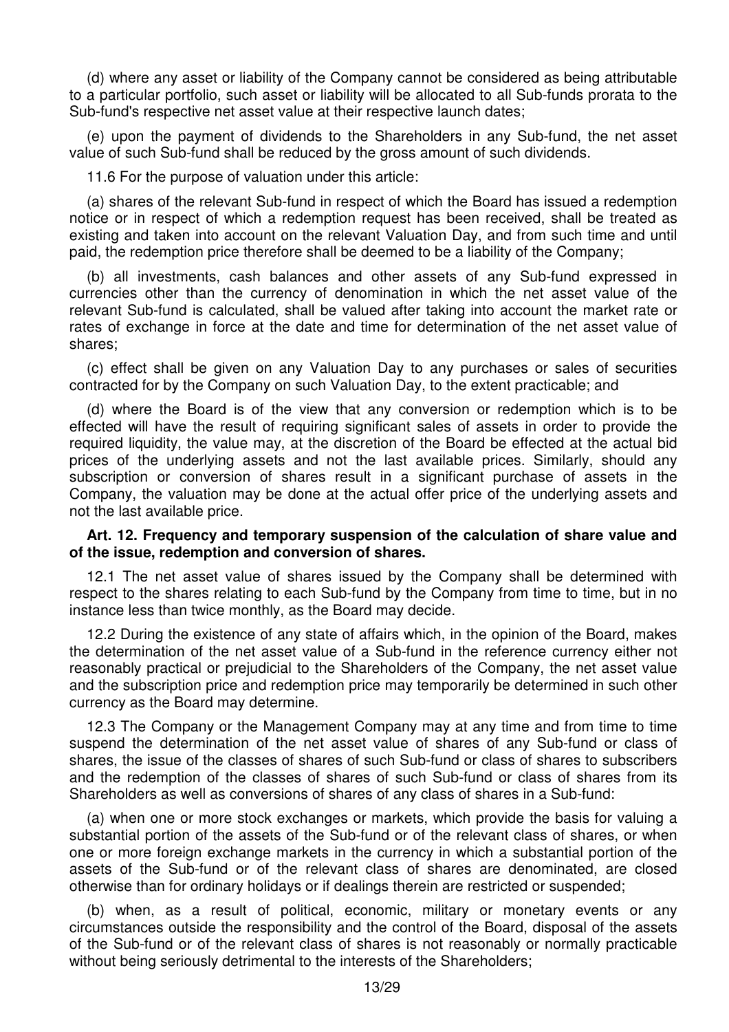(d) where any asset or liability of the Company cannot be considered as being attributable to a particular portfolio, such asset or liability will be allocated to all Sub-funds prorata to the Sub-fund's respective net asset value at their respective launch dates;

(e) upon the payment of dividends to the Shareholders in any Sub-fund, the net asset value of such Sub-fund shall be reduced by the gross amount of such dividends.

11.6 For the purpose of valuation under this article:

(a) shares of the relevant Sub-fund in respect of which the Board has issued a redemption notice or in respect of which a redemption request has been received, shall be treated as existing and taken into account on the relevant Valuation Day, and from such time and until paid, the redemption price therefore shall be deemed to be a liability of the Company;

(b) all investments, cash balances and other assets of any Sub-fund expressed in currencies other than the currency of denomination in which the net asset value of the relevant Sub-fund is calculated, shall be valued after taking into account the market rate or rates of exchange in force at the date and time for determination of the net asset value of shares;

(c) effect shall be given on any Valuation Day to any purchases or sales of securities contracted for by the Company on such Valuation Day, to the extent practicable; and

(d) where the Board is of the view that any conversion or redemption which is to be effected will have the result of requiring significant sales of assets in order to provide the required liquidity, the value may, at the discretion of the Board be effected at the actual bid prices of the underlying assets and not the last available prices. Similarly, should any subscription or conversion of shares result in a significant purchase of assets in the Company, the valuation may be done at the actual offer price of the underlying assets and not the last available price.

**Art. 12. Frequency and temporary suspension of the calculation of share value and of the issue, redemption and conversion of shares.**

12.1 The net asset value of shares issued by the Company shall be determined with respect to the shares relating to each Sub-fund by the Company from time to time, but in no instance less than twice monthly, as the Board may decide.

12.2 During the existence of any state of affairs which, in the opinion of the Board, makes the determination of the net asset value of a Sub-fund in the reference currency either not reasonably practical or prejudicial to the Shareholders of the Company, the net asset value and the subscription price and redemption price may temporarily be determined in such other currency as the Board may determine.

12.3 The Company or the Management Company may at any time and from time to time suspend the determination of the net asset value of shares of any Sub-fund or class of shares, the issue of the classes of shares of such Sub-fund or class of shares to subscribers and the redemption of the classes of shares of such Sub-fund or class of shares from its Shareholders as well as conversions of shares of any class of shares in a Sub-fund:

(a) when one or more stock exchanges or markets, which provide the basis for valuing a substantial portion of the assets of the Sub-fund or of the relevant class of shares, or when one or more foreign exchange markets in the currency in which a substantial portion of the assets of the Sub-fund or of the relevant class of shares are denominated, are closed otherwise than for ordinary holidays or if dealings therein are restricted or suspended;

(b) when, as a result of political, economic, military or monetary events or any circumstances outside the responsibility and the control of the Board, disposal of the assets of the Sub-fund or of the relevant class of shares is not reasonably or normally practicable without being seriously detrimental to the interests of the Shareholders;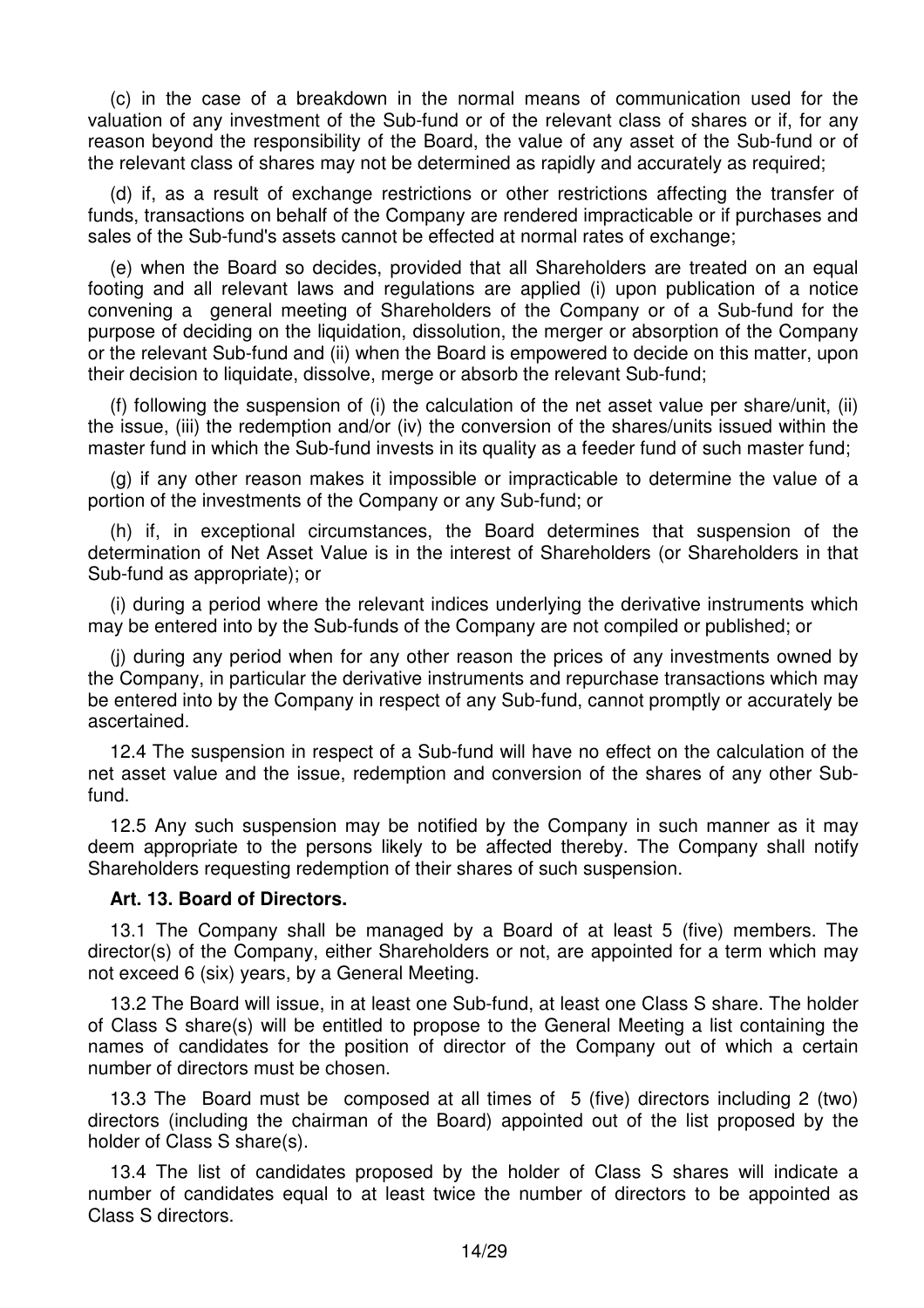(c) in the case of a breakdown in the normal means of communication used for the valuation of any investment of the Sub-fund or of the relevant class of shares or if, for any reason beyond the responsibility of the Board, the value of any asset of the Sub-fund or of the relevant class of shares may not be determined as rapidly and accurately as required;

(d) if, as a result of exchange restrictions or other restrictions affecting the transfer of funds, transactions on behalf of the Company are rendered impracticable or if purchases and sales of the Sub-fund's assets cannot be effected at normal rates of exchange;

(e) when the Board so decides, provided that all Shareholders are treated on an equal footing and all relevant laws and regulations are applied (i) upon publication of a notice convening a general meeting of Shareholders of the Company or of a Sub-fund for the purpose of deciding on the liquidation, dissolution, the merger or absorption of the Company or the relevant Sub-fund and (ii) when the Board is empowered to decide on this matter, upon their decision to liquidate, dissolve, merge or absorb the relevant Sub-fund;

(f) following the suspension of (i) the calculation of the net asset value per share/unit, (ii) the issue, (iii) the redemption and/or (iv) the conversion of the shares/units issued within the master fund in which the Sub-fund invests in its quality as a feeder fund of such master fund;

(g) if any other reason makes it impossible or impracticable to determine the value of a portion of the investments of the Company or any Sub-fund; or

(h) if, in exceptional circumstances, the Board determines that suspension of the determination of Net Asset Value is in the interest of Shareholders (or Shareholders in that Sub-fund as appropriate); or

(i) during a period where the relevant indices underlying the derivative instruments which may be entered into by the Sub-funds of the Company are not compiled or published; or

(j) during any period when for any other reason the prices of any investments owned by the Company, in particular the derivative instruments and repurchase transactions which may be entered into by the Company in respect of any Sub-fund, cannot promptly or accurately be ascertained.

12.4 The suspension in respect of a Sub-fund will have no effect on the calculation of the net asset value and the issue, redemption and conversion of the shares of any other Sub-fund.

12.5 Any such suspension may be notified by the Company in such manner as it may deem appropriate to the persons likely to be affected thereby. The Company shall notify Shareholders requesting redemption of their shares of such suspension.

**Art. 13. Board of Directors.**

13.1 The Company shall be managed by a Board of at least 5 (five) members. The director(s) of the Company, either Shareholders or not, are appointed for a term which may not exceed 6 (six) years, by a General Meeting.

13.2 The Board will issue, in at least one Sub-fund, at least one Class S share. The holder of Class S share(s) will be entitled to propose to the General Meeting a list containing the names of candidates for the position of director of the Company out of which a certain number of directors must be chosen.

13.3 The Board must be composed at all times of 5 (five) directors including 2 (two) directors (including the chairman of the Board) appointed out of the list proposed by the holder of Class S share(s).

13.4 The list of candidates proposed by the holder of Class S shares will indicate a number of candidates equal to at least twice the number of directors to be appointed as Class S directors.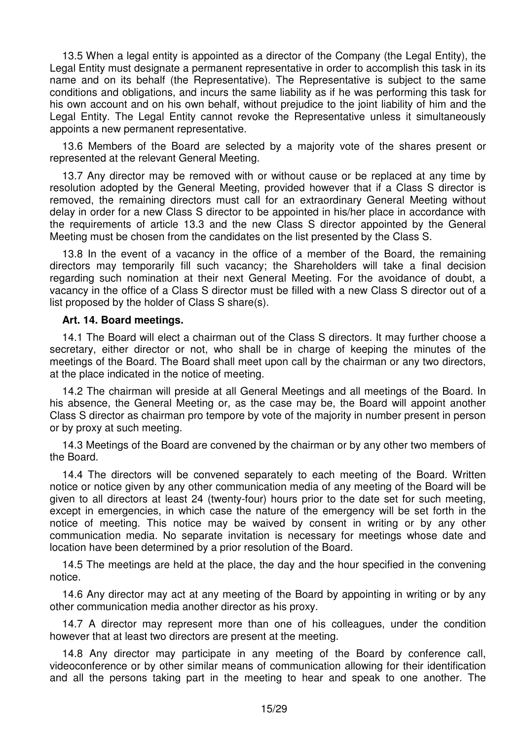13.5 When a legal entity is appointed as a director of the Company (the Legal Entity), the Legal Entity must designate a permanent representative in order to accomplish this task in its name and on its behalf (the Representative). The Representative is subject to the same conditions and obligations, and incurs the same liability as if he was performing this task for his own account and on his own behalf, without prejudice to the joint liability of him and the Legal Entity. The Legal Entity cannot revoke the Representative unless it simultaneously appoints a new permanent representative.

13.6 Members of the Board are selected by a majority vote of the shares present or represented at the relevant General Meeting.

13.7 Any director may be removed with or without cause or be replaced at any time by resolution adopted by the General Meeting, provided however that if a Class S director is removed, the remaining directors must call for an extraordinary General Meeting without delay in order for a new Class S director to be appointed in his/her place in accordance with the requirements of article 13.3 and the new Class S director appointed by the General Meeting must be chosen from the candidates on the list presented by the Class S.

13.8 In the event of a vacancy in the office of a member of the Board, the remaining directors may temporarily fill such vacancy; the Shareholders will take a final decision regarding such nomination at their next General Meeting. For the avoidance of doubt, a vacancy in the office of a Class S director must be filled with a new Class S director out of a list proposed by the holder of Class S share(s).

**Art. 14. Board meetings.**

14.1 The Board will elect a chairman out of the Class S directors. It may further choose a secretary, either director or not, who shall be in charge of keeping the minutes of the meetings of the Board. The Board shall meet upon call by the chairman or any two directors, at the place indicated in the notice of meeting.

14.2 The chairman will preside at all General Meetings and all meetings of the Board. In his absence, the General Meeting or, as the case may be, the Board will appoint another Class S director as chairman pro tempore by vote of the majority in number present in person or by proxy at such meeting.

14.3 Meetings of the Board are convened by the chairman or by any other two members of the Board.

14.4 The directors will be convened separately to each meeting of the Board. Written notice or notice given by any other communication media of any meeting of the Board will be given to all directors at least 24 (twenty-four) hours prior to the date set for such meeting, except in emergencies, in which case the nature of the emergency will be set forth in the notice of meeting. This notice may be waived by consent in writing or by any other communication media. No separate invitation is necessary for meetings whose date and location have been determined by a prior resolution of the Board.

14.5 The meetings are held at the place, the day and the hour specified in the convening notice.

14.6 Any director may act at any meeting of the Board by appointing in writing or by any other communication media another director as his proxy.

14.7 A director may represent more than one of his colleagues, under the condition however that at least two directors are present at the meeting.

14.8 Any director may participate in any meeting of the Board by conference call, videoconference or by other similar means of communication allowing for their identification and all the persons taking part in the meeting to hear and speak to one another. The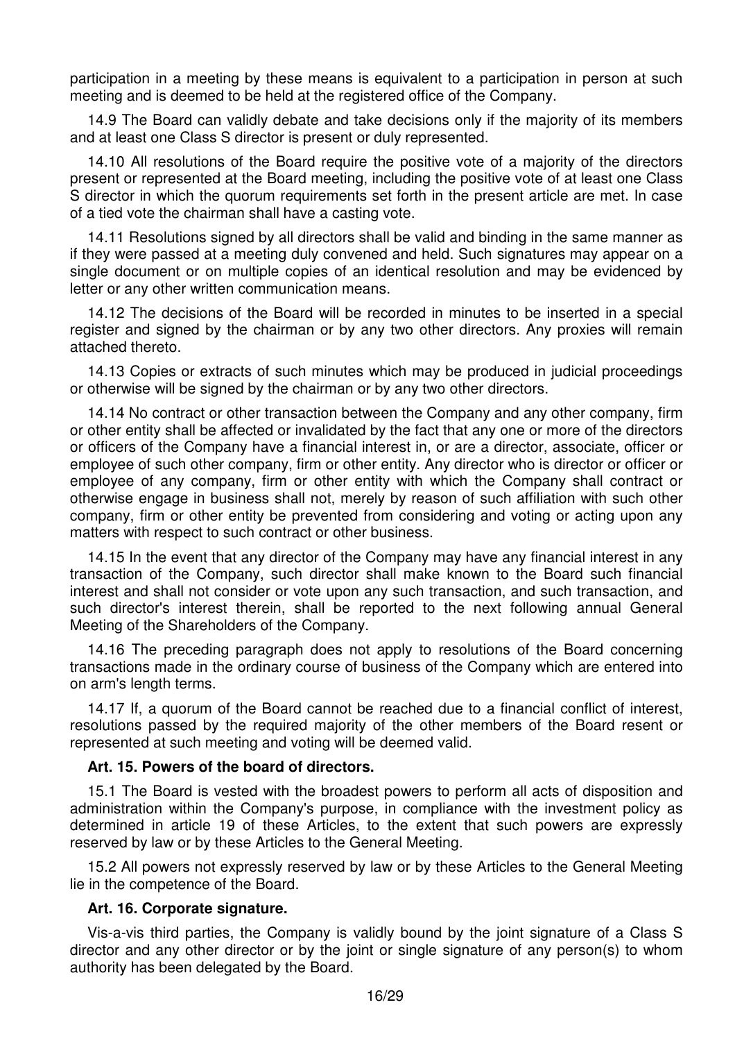participation in a meeting by these means is equivalent to a participation in person at such meeting and is deemed to be held at the registered office of the Company.

14.9 The Board can validly debate and take decisions only if the majority of its members and at least one Class S director is present or duly represented.

14.10 All resolutions of the Board require the positive vote of a majority of the directors present or represented at the Board meeting, including the positive vote of at least one Class S director in which the quorum requirements set forth in the present article are met. In case of a tied vote the chairman shall have a casting vote.

14.11 Resolutions signed by all directors shall be valid and binding in the same manner as if they were passed at a meeting duly convened and held. Such signatures may appear on a single document or on multiple copies of an identical resolution and may be evidenced by letter or any other written communication means.

14.12 The decisions of the Board will be recorded in minutes to be inserted in a special register and signed by the chairman or by any two other directors. Any proxies will remain attached thereto.

14.13 Copies or extracts of such minutes which may be produced in judicial proceedings or otherwise will be signed by the chairman or by any two other directors.

14.14 No contract or other transaction between the Company and any other company, firm or other entity shall be affected or invalidated by the fact that any one or more of the directors or officers of the Company have a financial interest in, or are a director, associate, officer or employee of such other company, firm or other entity. Any director who is director or officer or employee of any company, firm or other entity with which the Company shall contract or otherwise engage in business shall not, merely by reason of such affiliation with such other company, firm or other entity be prevented from considering and voting or acting upon any matters with respect to such contract or other business.

14.15 In the event that any director of the Company may have any financial interest in any transaction of the Company, such director shall make known to the Board such financial interest and shall not consider or vote upon any such transaction, and such transaction, and such director's interest therein, shall be reported to the next following annual General Meeting of the Shareholders of the Company.

14.16 The preceding paragraph does not apply to resolutions of the Board concerning transactions made in the ordinary course of business of the Company which are entered into on arm's length terms.

14.17 If, a quorum of the Board cannot be reached due to a financial conflict of interest, resolutions passed by the required majority of the other members of the Board resent or represented at such meeting and voting will be deemed valid.

**Art. 15. Powers of the board of directors.**

15.1 The Board is vested with the broadest powers to perform all acts of disposition and administration within the Company's purpose, in compliance with the investment policy as determined in article 19 of these Articles, to the extent that such powers are expressly reserved by law or by these Articles to the General Meeting.

15.2 All powers not expressly reserved by law or by these Articles to the General Meeting lie in the competence of the Board.

**Art. 16. Corporate signature.**

Vis-a-vis third parties, the Company is validly bound by the joint signature of a Class S director and any other director or by the joint or single signature of any person(s) to whom authority has been delegated by the Board.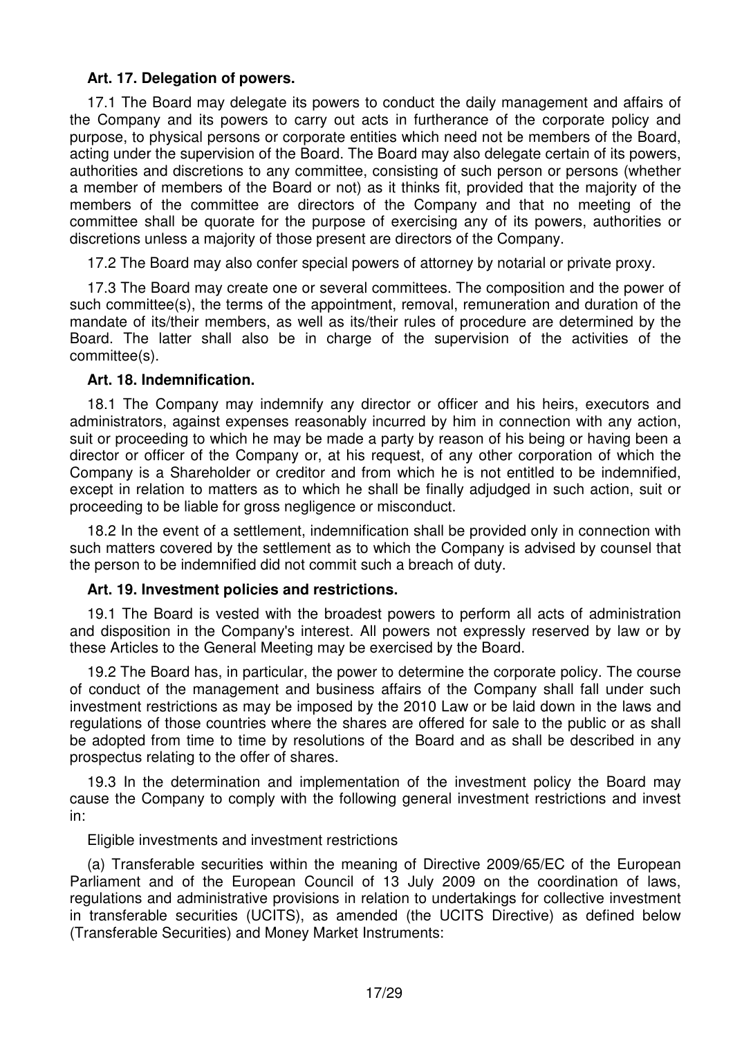**Art. 17. Delegation of powers.**

17.1 The Board may delegate its powers to conduct the daily management and affairs of the Company and its powers to carry out acts in furtherance of the corporate policy and purpose, to physical persons or corporate entities which need not be members of the Board, acting under the supervision of the Board. The Board may also delegate certain of its powers, authorities and discretions to any committee, consisting of such person or persons (whether a member of members of the Board or not) as it thinks fit, provided that the majority of the members of the committee are directors of the Company and that no meeting of the committee shall be quorate for the purpose of exercising any of its powers, authorities or discretions unless a majority of those present are directors of the Company.

17.2 The Board may also confer special powers of attorney by notarial or private proxy.

17.3 The Board may create one or several committees. The composition and the power of such committee(s), the terms of the appointment, removal, remuneration and duration of the mandate of its/their members, as well as its/their rules of procedure are determined by the Board. The latter shall also be in charge of the supervision of the activities of the committee(s).

**Art. 18. Indemnification.**

18.1 The Company may indemnify any director or officer and his heirs, executors and administrators, against expenses reasonably incurred by him in connection with any action, suit or proceeding to which he may be made a party by reason of his being or having been a director or officer of the Company or, at his request, of any other corporation of which the Company is a Shareholder or creditor and from which he is not entitled to be indemnified, except in relation to matters as to which he shall be finally adjudged in such action, suit or proceeding to be liable for gross negligence or misconduct.

18.2 In the event of a settlement, indemnification shall be provided only in connection with such matters covered by the settlement as to which the Company is advised by counsel that the person to be indemnified did not commit such a breach of duty.

**Art. 19. Investment policies and restrictions.**

19.1 The Board is vested with the broadest powers to perform all acts of administration and disposition in the Company's interest. All powers not expressly reserved by law or by these Articles to the General Meeting may be exercised by the Board.

19.2 The Board has, in particular, the power to determine the corporate policy. The course of conduct of the management and business affairs of the Company shall fall under such investment restrictions as may be imposed by the 2010 Law or be laid down in the laws and regulations of those countries where the shares are offered for sale to the public or as shall be adopted from time to time by resolutions of the Board and as shall be described in any prospectus relating to the offer of shares.

19.3 In the determination and implementation of the investment policy the Board may cause the Company to comply with the following general investment restrictions and invest in:

Eligible investments and investment restrictions

(a) Transferable securities within the meaning of Directive 2009/65/EC of the European Parliament and of the European Council of 13 July 2009 on the coordination of laws, regulations and administrative provisions in relation to undertakings for collective investment in transferable securities (UCITS), as amended (the UCITS Directive) as defined below (Transferable Securities) and Money Market Instruments: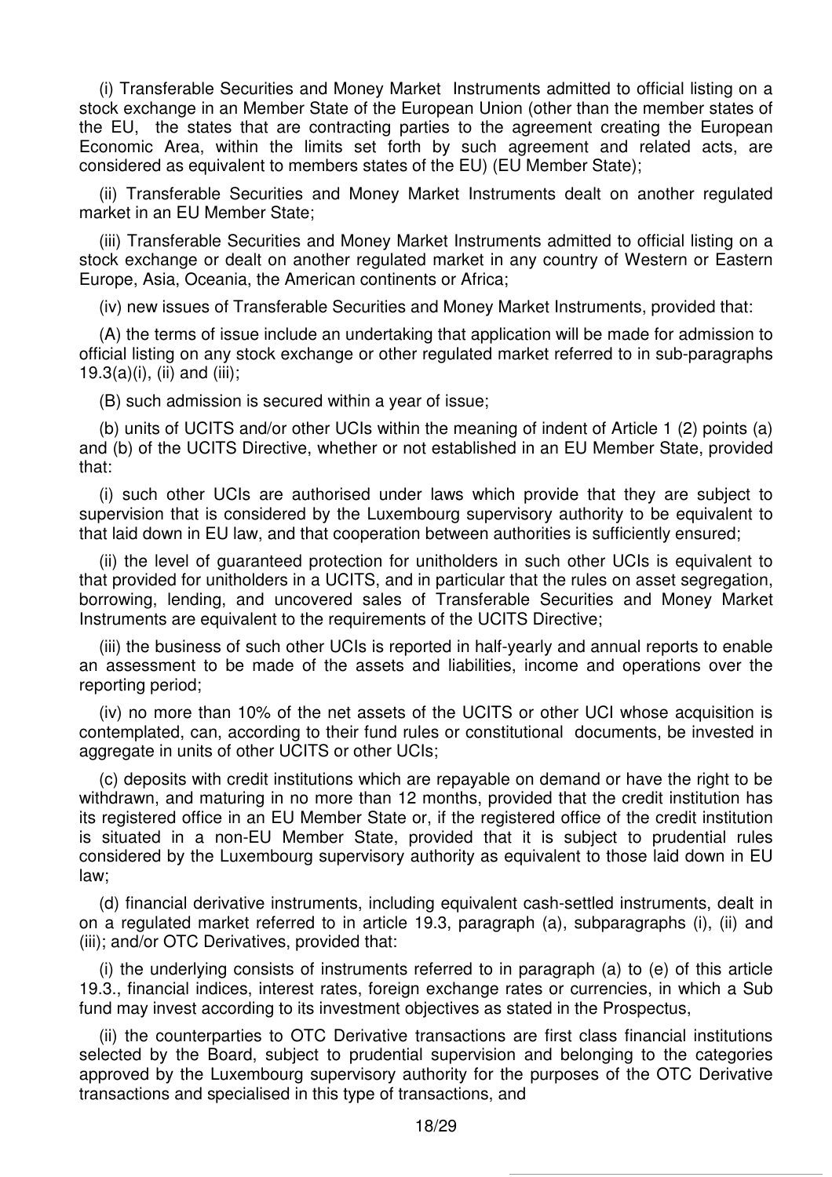(i) Transferable Securities and Money Market Instruments admitted to official listing on a stock exchange in an Member State of the European Union (other than the member states of the EU, the states that are contracting parties to the agreement creating the European Economic Area, within the limits set forth by such agreement and related acts, are considered as equivalent to members states of the EU) (EU Member State);

(ii) Transferable Securities and Money Market Instruments dealt on another regulated market in an EU Member State;

(iii) Transferable Securities and Money Market Instruments admitted to official listing on a stock exchange or dealt on another regulated market in any country of Western or Eastern Europe, Asia, Oceania, the American continents or Africa;

(iv) new issues of Transferable Securities and Money Market Instruments, provided that:

(A) the terms of issue include an undertaking that application will be made for admission to official listing on any stock exchange or other regulated market referred to in sub-paragraphs 19.3(a)(i), (ii) and (iii);

(B) such admission is secured within a year of issue;

(b) units of UCITS and/or other UCIs within the meaning of indent of Article 1 (2) points (a) and (b) of the UCITS Directive, whether or not established in an EU Member State, provided that:

(i) such other UCIs are authorised under laws which provide that they are subject to supervision that is considered by the Luxembourg supervisory authority to be equivalent to that laid down in EU law, and that cooperation between authorities is sufficiently ensured;

(ii) the level of guaranteed protection for unitholders in such other UCIs is equivalent to that provided for unitholders in a UCITS, and in particular that the rules on asset segregation, borrowing, lending, and uncovered sales of Transferable Securities and Money Market Instruments are equivalent to the requirements of the UCITS Directive;

(iii) the business of such other UCIs is reported in half-yearly and annual reports to enable an assessment to be made of the assets and liabilities, income and operations over the reporting period;

(iv) no more than 10% of the net assets of the UCITS or other UCI whose acquisition is contemplated, can, according to their fund rules or constitutional documents, be invested in aggregate in units of other UCITS or other UCIs;

(c) deposits with credit institutions which are repayable on demand or have the right to be withdrawn, and maturing in no more than 12 months, provided that the credit institution has its registered office in an EU Member State or, if the registered office of the credit institution is situated in a non-EU Member State, provided that it is subject to prudential rules considered by the Luxembourg supervisory authority as equivalent to those laid down in EU law;

(d) financial derivative instruments, including equivalent cash-settled instruments, dealt in on a regulated market referred to in article 19.3, paragraph (a), subparagraphs (i), (ii) and (iii); and/or OTC Derivatives, provided that:

(i) the underlying consists of instruments referred to in paragraph (a) to (e) of this article 19.3., financial indices, interest rates, foreign exchange rates or currencies, in which a Sub fund may invest according to its investment objectives as stated in the Prospectus,

(ii) the counterparties to OTC Derivative transactions are first class financial institutions selected by the Board, subject to prudential supervision and belonging to the categories approved by the Luxembourg supervisory authority for the purposes of the OTC Derivative transactions and specialised in this type of transactions, and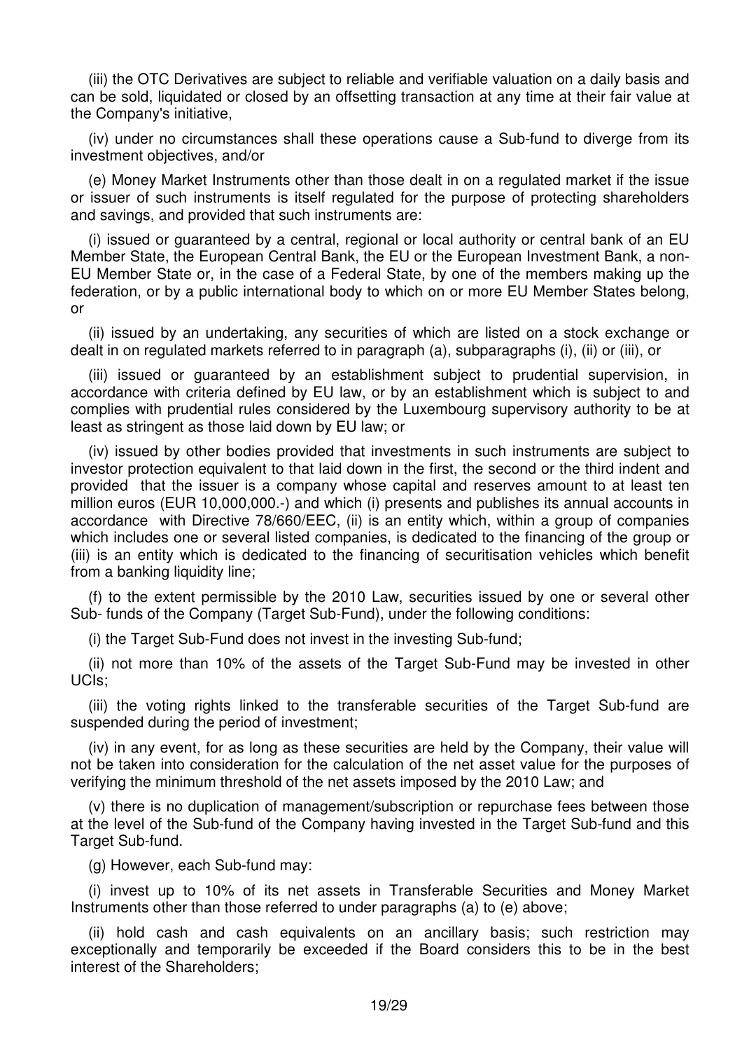(iii) the OTC Derivatives are subject to reliable and verifiable valuation on a daily basis and can be sold, liquidated or closed by an offsetting transaction at any time at their fair value at the Company's initiative,

(iv) under no circumstances shall these operations cause a Sub-fund to diverge from its investment objectives, and/or

(e) Money Market Instruments other than those dealt in on a regulated market if the issue or issuer of such instruments is itself regulated for the purpose of protecting shareholders and savings, and provided that such instruments are:

(i) issued or guaranteed by a central, regional or local authority or central bank of an EU Member State, the European Central Bank, the EU or the European Investment Bank, a non-EU Member State or, in the case of a Federal State, by one of the members making up the federation, or by a public international body to which on or more EU Member States belong, or

(ii) issued by an undertaking, any securities of which are listed on a stock exchange or dealt in on regulated markets referred to in paragraph (a), subparagraphs (i), (ii) or (iii), or

(iii) issued or guaranteed by an establishment subject to prudential supervision, in accordance with criteria defined by EU law, or by an establishment which is subject to and complies with prudential rules considered by the Luxembourg supervisory authority to be at least as stringent as those laid down by EU law; or

(iv) issued by other bodies provided that investments in such instruments are subject to investor protection equivalent to that laid down in the first, the second or the third indent and provided that the issuer is a company whose capital and reserves amount to at least ten million euros (EUR 10,000,000.-) and which (i) presents and publishes its annual accounts in accordance with Directive 78/660/EEC, (ii) is an entity which, within a group of companies which includes one or several listed companies, is dedicated to the financing of the group or (iii) is an entity which is dedicated to the financing of securitisation vehicles which benefit from a banking liquidity line;

(f) to the extent permissible by the 2010 Law, securities issued by one or several other Sub- funds of the Company (Target Sub-Fund), under the following conditions:

(i) the Target Sub-Fund does not invest in the investing Sub-fund;

(ii) not more than 10% of the assets of the Target Sub-Fund may be invested in other UCIs;

(iii) the voting rights linked to the transferable securities of the Target Sub-fund are suspended during the period of investment;

(iv) in any event, for as long as these securities are held by the Company, their value will not be taken into consideration for the calculation of the net asset value for the purposes of verifying the minimum threshold of the net assets imposed by the 2010 Law; and

(v) there is no duplication of management/subscription or repurchase fees between those at the level of the Sub-fund of the Company having invested in the Target Sub-fund and this Target Sub-fund.

(g) However, each Sub-fund may:

(i) invest up to 10% of its net assets in Transferable Securities and Money Market Instruments other than those referred to under paragraphs (a) to (e) above;

(ii) hold cash and cash equivalents on an ancillary basis; such restriction may exceptionally and temporarily be exceeded if the Board considers this to be in the best interest of the Shareholders;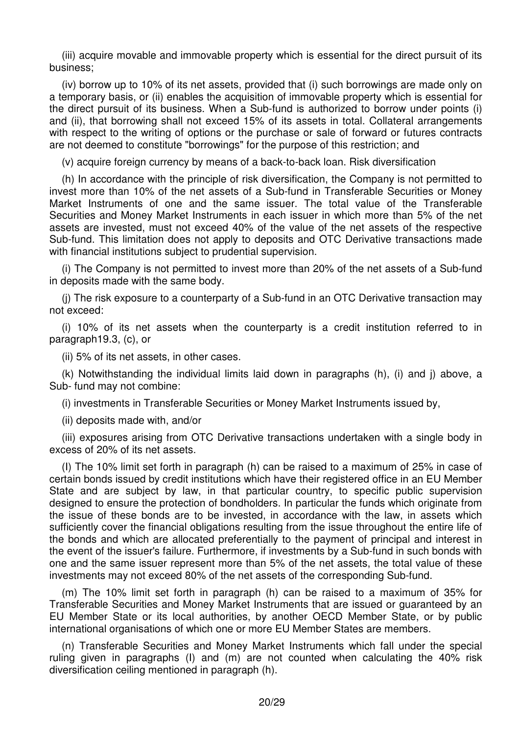(iii) acquire movable and immovable property which is essential for the direct pursuit of its business;

(iv) borrow up to 10% of its net assets, provided that (i) such borrowings are made only on a temporary basis, or (ii) enables the acquisition of immovable property which is essential for the direct pursuit of its business. When a Sub-fund is authorized to borrow under points (i) and (ii), that borrowing shall not exceed 15% of its assets in total. Collateral arrangements with respect to the writing of options or the purchase or sale of forward or futures contracts are not deemed to constitute "borrowings" for the purpose of this restriction; and

(v) acquire foreign currency by means of a back-to-back loan. Risk diversification

(h) In accordance with the principle of risk diversification, the Company is not permitted to invest more than 10% of the net assets of a Sub-fund in Transferable Securities or Money Market Instruments of one and the same issuer. The total value of the Transferable Securities and Money Market Instruments in each issuer in which more than 5% of the net assets are invested, must not exceed 40% of the value of the net assets of the respective Sub-fund. This limitation does not apply to deposits and OTC Derivative transactions made with financial institutions subject to prudential supervision.

(i) The Company is not permitted to invest more than 20% of the net assets of a Sub-fund in deposits made with the same body.

(j) The risk exposure to a counterparty of a Sub-fund in an OTC Derivative transaction may not exceed:

(i) 10% of its net assets when the counterparty is a credit institution referred to in paragraph19.3, (c), or

(ii) 5% of its net assets, in other cases.

(k) Notwithstanding the individual limits laid down in paragraphs (h), (i) and j) above, a Sub- fund may not combine:

(i) investments in Transferable Securities or Money Market Instruments issued by,

(ii) deposits made with, and/or

(iii) exposures arising from OTC Derivative transactions undertaken with a single body in excess of 20% of its net assets.

(l) The 10% limit set forth in paragraph (h) can be raised to a maximum of 25% in case of certain bonds issued by credit institutions which have their registered office in an EU Member State and are subject by law, in that particular country, to specific public supervision designed to ensure the protection of bondholders. In particular the funds which originate from the issue of these bonds are to be invested, in accordance with the law, in assets which sufficiently cover the financial obligations resulting from the issue throughout the entire life of the bonds and which are allocated preferentially to the payment of principal and interest in the event of the issuer's failure. Furthermore, if investments by a Sub-fund in such bonds with one and the same issuer represent more than 5% of the net assets, the total value of these investments may not exceed 80% of the net assets of the corresponding Sub-fund.

(m) The 10% limit set forth in paragraph (h) can be raised to a maximum of 35% for Transferable Securities and Money Market Instruments that are issued or guaranteed by an EU Member State or its local authorities, by another OECD Member State, or by public international organisations of which one or more EU Member States are members.

(n) Transferable Securities and Money Market Instruments which fall under the special ruling given in paragraphs (l) and (m) are not counted when calculating the 40% risk diversification ceiling mentioned in paragraph (h).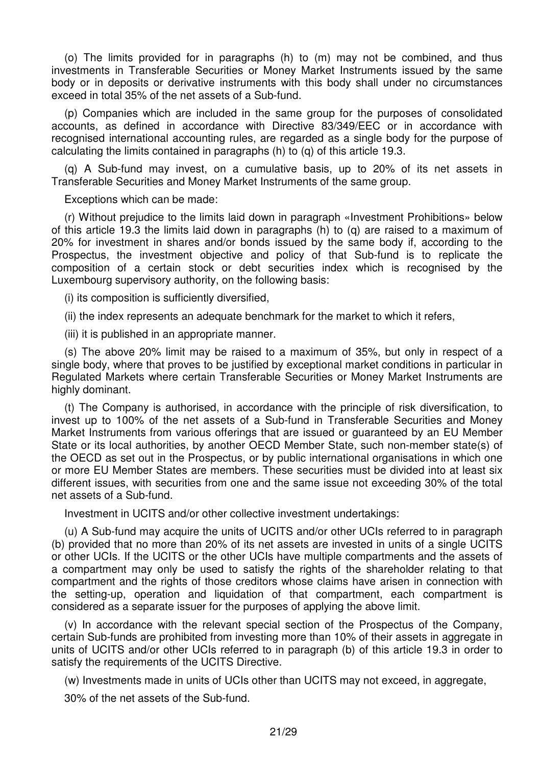(o) The limits provided for in paragraphs (h) to (m) may not be combined, and thus investments in Transferable Securities or Money Market Instruments issued by the same body or in deposits or derivative instruments with this body shall under no circumstances exceed in total 35% of the net assets of a Sub-fund.

(p) Companies which are included in the same group for the purposes of consolidated accounts, as defined in accordance with Directive 83/349/EEC or in accordance with recognised international accounting rules, are regarded as a single body for the purpose of calculating the limits contained in paragraphs (h) to (q) of this article 19.3.

(q) A Sub-fund may invest, on a cumulative basis, up to 20% of its net assets in Transferable Securities and Money Market Instruments of the same group.

Exceptions which can be made:

(r) Without prejudice to the limits laid down in paragraph «Investment Prohibitions» below of this article 19.3 the limits laid down in paragraphs (h) to (q) are raised to a maximum of 20% for investment in shares and/or bonds issued by the same body if, according to the Prospectus, the investment objective and policy of that Sub-fund is to replicate the composition of a certain stock or debt securities index which is recognised by the Luxembourg supervisory authority, on the following basis:

(i) its composition is sufficiently diversified,

(ii) the index represents an adequate benchmark for the market to which it refers,

(iii) it is published in an appropriate manner.

(s) The above 20% limit may be raised to a maximum of 35%, but only in respect of a single body, where that proves to be justified by exceptional market conditions in particular in Regulated Markets where certain Transferable Securities or Money Market Instruments are highly dominant.

(t) The Company is authorised, in accordance with the principle of risk diversification, to invest up to 100% of the net assets of a Sub-fund in Transferable Securities and Money Market Instruments from various offerings that are issued or guaranteed by an EU Member State or its local authorities, by another OECD Member State, such non-member state(s) of the OECD as set out in the Prospectus, or by public international organisations in which one or more EU Member States are members. These securities must be divided into at least six different issues, with securities from one and the same issue not exceeding 30% of the total net assets of a Sub-fund.

Investment in UCITS and/or other collective investment undertakings:

(u) A Sub-fund may acquire the units of UCITS and/or other UCIs referred to in paragraph (b) provided that no more than 20% of its net assets are invested in units of a single UCITS or other UCIs. If the UCITS or the other UCIs have multiple compartments and the assets of a compartment may only be used to satisfy the rights of the shareholder relating to that compartment and the rights of those creditors whose claims have arisen in connection with the setting-up, operation and liquidation of that compartment, each compartment is considered as a separate issuer for the purposes of applying the above limit.

(v) In accordance with the relevant special section of the Prospectus of the Company, certain Sub-funds are prohibited from investing more than 10% of their assets in aggregate in units of UCITS and/or other UCIs referred to in paragraph (b) of this article 19.3 in order to satisfy the requirements of the UCITS Directive.

(w) Investments made in units of UCIs other than UCITS may not exceed, in aggregate,

30% of the net assets of the Sub-fund.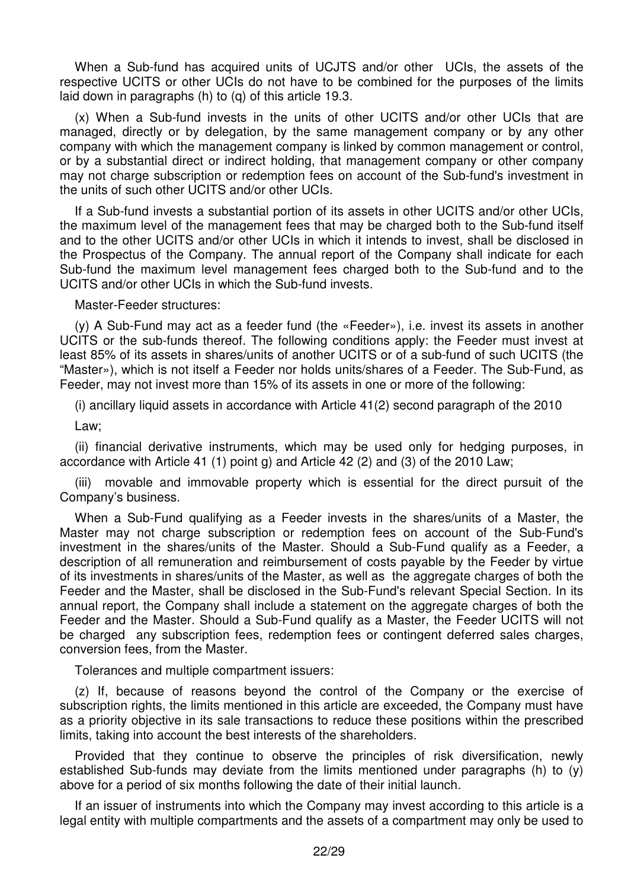When a Sub-fund has acquired units of UCJTS and/or other UCIs, the assets of the respective UCITS or other UCIs do not have to be combined for the purposes of the limits laid down in paragraphs (h) to (q) of this article 19.3.

(x) When a Sub-fund invests in the units of other UCITS and/or other UCIs that are managed, directly or by delegation, by the same management company or by any other company with which the management company is linked by common management or control, or by a substantial direct or indirect holding, that management company or other company may not charge subscription or redemption fees on account of the Sub-fund's investment in the units of such other UCITS and/or other UCIs.

If a Sub-fund invests a substantial portion of its assets in other UCITS and/or other UCIs, the maximum level of the management fees that may be charged both to the Sub-fund itself and to the other UCITS and/or other UCIs in which it intends to invest, shall be disclosed in the Prospectus of the Company. The annual report of the Company shall indicate for each Sub-fund the maximum level management fees charged both to the Sub-fund and to the UCITS and/or other UCIs in which the Sub-fund invests.

Master-Feeder structures:

(y) A Sub-Fund may act as a feeder fund (the «Feeder»), i.e. invest its assets in another UCITS or the sub-funds thereof. The following conditions apply: the Feeder must invest at least 85% of its assets in shares/units of another UCITS or of a sub-fund of such UCITS (the "Master»), which is not itself a Feeder nor holds units/shares of a Feeder. The Sub-Fund, as Feeder, may not invest more than 15% of its assets in one or more of the following:

(i) ancillary liquid assets in accordance with Article 41(2) second paragraph of the 2010 Law;

(ii) financial derivative instruments, which may be used only for hedging purposes, in accordance with Article 41 (1) point g) and Article 42 (2) and (3) of the 2010 Law;

(iii) movable and immovable property which is essential for the direct pursuit of the Company's business.

When a Sub-Fund qualifying as a Feeder invests in the shares/units of a Master, the Master may not charge subscription or redemption fees on account of the Sub-Fund's investment in the shares/units of the Master. Should a Sub-Fund qualify as a Feeder, a description of all remuneration and reimbursement of costs payable by the Feeder by virtue of its investments in shares/units of the Master, as well as the aggregate charges of both the Feeder and the Master, shall be disclosed in the Sub-Fund's relevant Special Section. In its annual report, the Company shall include a statement on the aggregate charges of both the Feeder and the Master. Should a Sub-Fund qualify as a Master, the Feeder UCITS will not be charged any subscription fees, redemption fees or contingent deferred sales charges, conversion fees, from the Master.

Tolerances and multiple compartment issuers:

(z) If, because of reasons beyond the control of the Company or the exercise of subscription rights, the limits mentioned in this article are exceeded, the Company must have as a priority objective in its sale transactions to reduce these positions within the prescribed limits, taking into account the best interests of the shareholders.

Provided that they continue to observe the principles of risk diversification, newly established Sub-funds may deviate from the limits mentioned under paragraphs (h) to (y) above for a period of six months following the date of their initial launch.

If an issuer of instruments into which the Company may invest according to this article is a legal entity with multiple compartments and the assets of a compartment may only be used to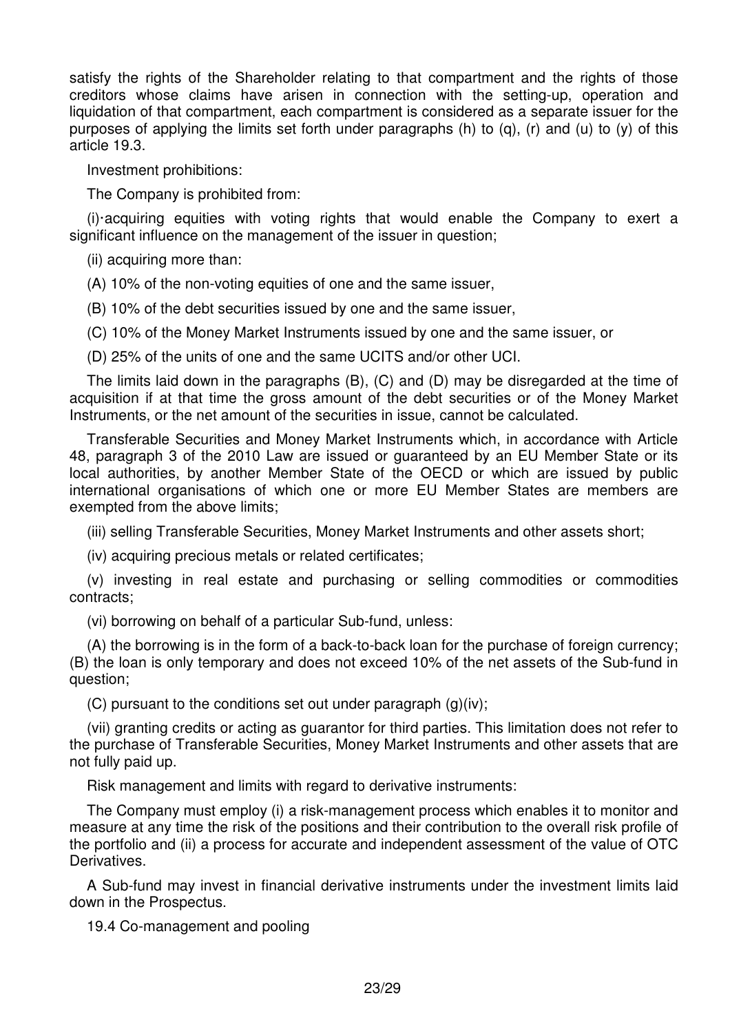satisfy the rights of the Shareholder relating to that compartment and the rights of those creditors whose claims have arisen in connection with the setting-up, operation and liquidation of that compartment, each compartment is considered as a separate issuer for the purposes of applying the limits set forth under paragraphs (h) to (q), (r) and (u) to (y) of this article 19.3.

Investment prohibitions:

The Company is prohibited from:

(i)·acquiring equities with voting rights that would enable the Company to exert a significant influence on the management of the issuer in question;

(ii) acquiring more than:

(A) 10% of the non-voting equities of one and the same issuer,

(B) 10% of the debt securities issued by one and the same issuer,

(C) 10% of the Money Market Instruments issued by one and the same issuer, or

(D) 25% of the units of one and the same UCITS and/or other UCI.

The limits laid down in the paragraphs (B), (C) and (D) may be disregarded at the time of acquisition if at that time the gross amount of the debt securities or of the Money Market Instruments, or the net amount of the securities in issue, cannot be calculated.

Transferable Securities and Money Market Instruments which, in accordance with Article 48, paragraph 3 of the 2010 Law are issued or guaranteed by an EU Member State or its local authorities, by another Member State of the OECD or which are issued by public international organisations of which one or more EU Member States are members are exempted from the above limits;

(iii) selling Transferable Securities, Money Market Instruments and other assets short;

(iv) acquiring precious metals or related certificates;

(v) investing in real estate and purchasing or selling commodities or commodities contracts;

(vi) borrowing on behalf of a particular Sub-fund, unless:

(A) the borrowing is in the form of a back-to-back loan for the purchase of foreign currency; (B) the loan is only temporary and does not exceed 10% of the net assets of the Sub-fund in question;

(C) pursuant to the conditions set out under paragraph (g)(iv);

(vii) granting credits or acting as guarantor for third parties. This limitation does not refer to the purchase of Transferable Securities, Money Market Instruments and other assets that are not fully paid up.

Risk management and limits with regard to derivative instruments:

The Company must employ (i) a risk-management process which enables it to monitor and measure at any time the risk of the positions and their contribution to the overall risk profile of the portfolio and (ii) a process for accurate and independent assessment of the value of OTC Derivatives.

A Sub-fund may invest in financial derivative instruments under the investment limits laid down in the Prospectus.

19.4 Co-management and pooling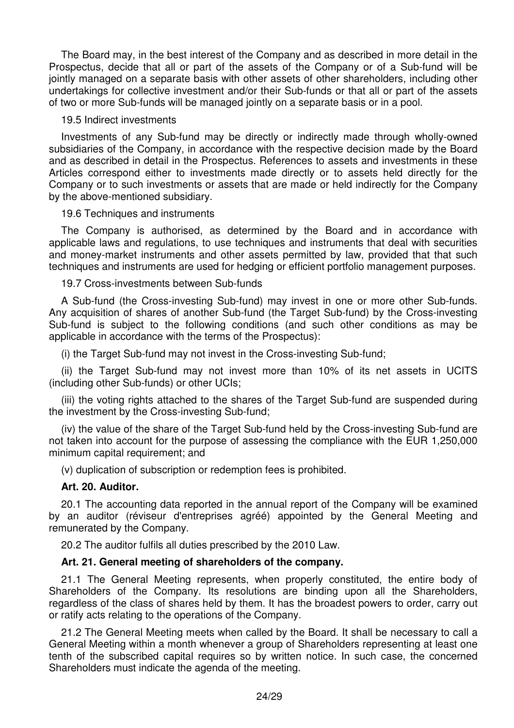The Board may, in the best interest of the Company and as described in more detail in the Prospectus, decide that all or part of the assets of the Company or of a Sub-fund will be jointly managed on a separate basis with other assets of other shareholders, including other undertakings for collective investment and/or their Sub-funds or that all or part of the assets of two or more Sub-funds will be managed jointly on a separate basis or in a pool.

19.5 Indirect investments

Investments of any Sub-fund may be directly or indirectly made through wholly-owned subsidiaries of the Company, in accordance with the respective decision made by the Board and as described in detail in the Prospectus. References to assets and investments in these Articles correspond either to investments made directly or to assets held directly for the Company or to such investments or assets that are made or held indirectly for the Company by the above-mentioned subsidiary.

19.6 Techniques and instruments

The Company is authorised, as determined by the Board and in accordance with applicable laws and regulations, to use techniques and instruments that deal with securities and money-market instruments and other assets permitted by law, provided that that such techniques and instruments are used for hedging or efficient portfolio management purposes.

19.7 Cross-investments between Sub-funds

A Sub-fund (the Cross-investing Sub-fund) may invest in one or more other Sub-funds. Any acquisition of shares of another Sub-fund (the Target Sub-fund) by the Cross-investing Sub-fund is subject to the following conditions (and such other conditions as may be applicable in accordance with the terms of the Prospectus):

(i) the Target Sub-fund may not invest in the Cross-investing Sub-fund;

(ii) the Target Sub-fund may not invest more than 10% of its net assets in UCITS (including other Sub-funds) or other UCIs;

(iii) the voting rights attached to the shares of the Target Sub-fund are suspended during the investment by the Cross-investing Sub-fund;

(iv) the value of the share of the Target Sub-fund held by the Cross-investing Sub-fund are not taken into account for the purpose of assessing the compliance with the EUR 1,250,000 minimum capital requirement; and

(v) duplication of subscription or redemption fees is prohibited.

**Art. 20. Auditor.**

20.1 The accounting data reported in the annual report of the Company will be examined by an auditor (réviseur d'entreprises agréé) appointed by the General Meeting and remunerated by the Company.

20.2 The auditor fulfils all duties prescribed by the 2010 Law.

**Art. 21. General meeting of shareholders of the company.**

21.1 The General Meeting represents, when properly constituted, the entire body of Shareholders of the Company. Its resolutions are binding upon all the Shareholders, regardless of the class of shares held by them. It has the broadest powers to order, carry out or ratify acts relating to the operations of the Company.

21.2 The General Meeting meets when called by the Board. It shall be necessary to call a General Meeting within a month whenever a group of Shareholders representing at least one tenth of the subscribed capital requires so by written notice. In such case, the concerned Shareholders must indicate the agenda of the meeting.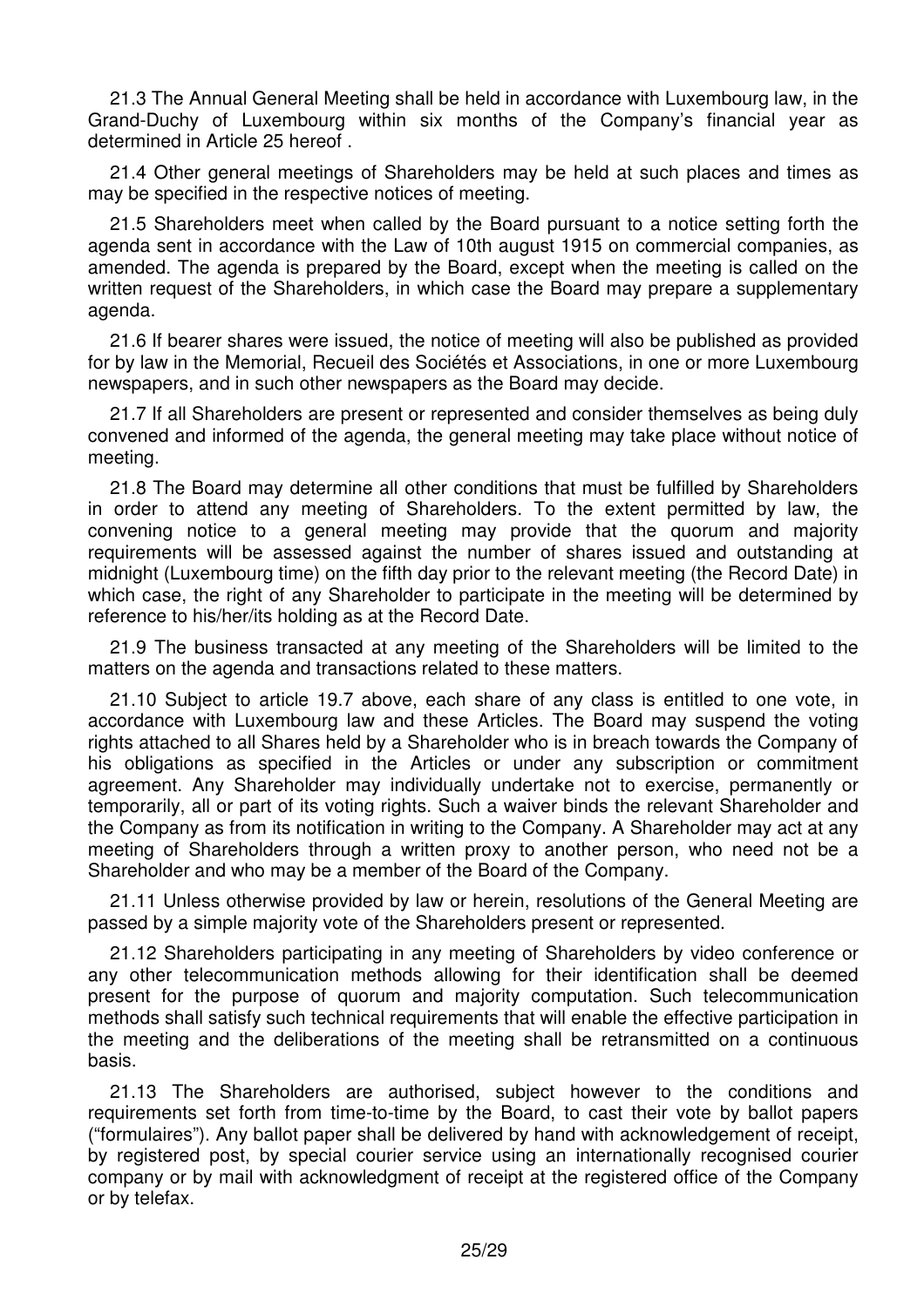21.3 The Annual General Meeting shall be held in accordance with Luxembourg law, in the Grand-Duchy of Luxembourg within six months of the Company's financial year as determined in Article 25 hereof .

21.4 Other general meetings of Shareholders may be held at such places and times as may be specified in the respective notices of meeting.

21.5 Shareholders meet when called by the Board pursuant to a notice setting forth the agenda sent in accordance with the Law of 10th august 1915 on commercial companies, as amended. The agenda is prepared by the Board, except when the meeting is called on the written request of the Shareholders, in which case the Board may prepare a supplementary agenda.

21.6 If bearer shares were issued, the notice of meeting will also be published as provided for by law in the Memorial, Recueil des Sociétés et Associations, in one or more Luxembourg newspapers, and in such other newspapers as the Board may decide.

21.7 If all Shareholders are present or represented and consider themselves as being duly convened and informed of the agenda, the general meeting may take place without notice of meeting.

21.8 The Board may determine all other conditions that must be fulfilled by Shareholders in order to attend any meeting of Shareholders. To the extent permitted by law, the convening notice to a general meeting may provide that the quorum and majority requirements will be assessed against the number of shares issued and outstanding at midnight (Luxembourg time) on the fifth day prior to the relevant meeting (the Record Date) in which case, the right of any Shareholder to participate in the meeting will be determined by reference to his/her/its holding as at the Record Date.

21.9 The business transacted at any meeting of the Shareholders will be limited to the matters on the agenda and transactions related to these matters.

21.10 Subject to article 19.7 above, each share of any class is entitled to one vote, in accordance with Luxembourg law and these Articles. The Board may suspend the voting rights attached to all Shares held by a Shareholder who is in breach towards the Company of his obligations as specified in the Articles or under any subscription or commitment agreement. Any Shareholder may individually undertake not to exercise, permanently or temporarily, all or part of its voting rights. Such a waiver binds the relevant Shareholder and the Company as from its notification in writing to the Company. A Shareholder may act at any meeting of Shareholders through a written proxy to another person, who need not be a Shareholder and who may be a member of the Board of the Company.

21.11 Unless otherwise provided by law or herein, resolutions of the General Meeting are passed by a simple majority vote of the Shareholders present or represented.

21.12 Shareholders participating in any meeting of Shareholders by video conference or any other telecommunication methods allowing for their identification shall be deemed present for the purpose of quorum and majority computation. Such telecommunication methods shall satisfy such technical requirements that will enable the effective participation in the meeting and the deliberations of the meeting shall be retransmitted on a continuous basis.

21.13 The Shareholders are authorised, subject however to the conditions and requirements set forth from time-to-time by the Board, to cast their vote by ballot papers ("formulaires"). Any ballot paper shall be delivered by hand with acknowledgement of receipt, by registered post, by special courier service using an internationally recognised courier company or by mail with acknowledgment of receipt at the registered office of the Company or by telefax.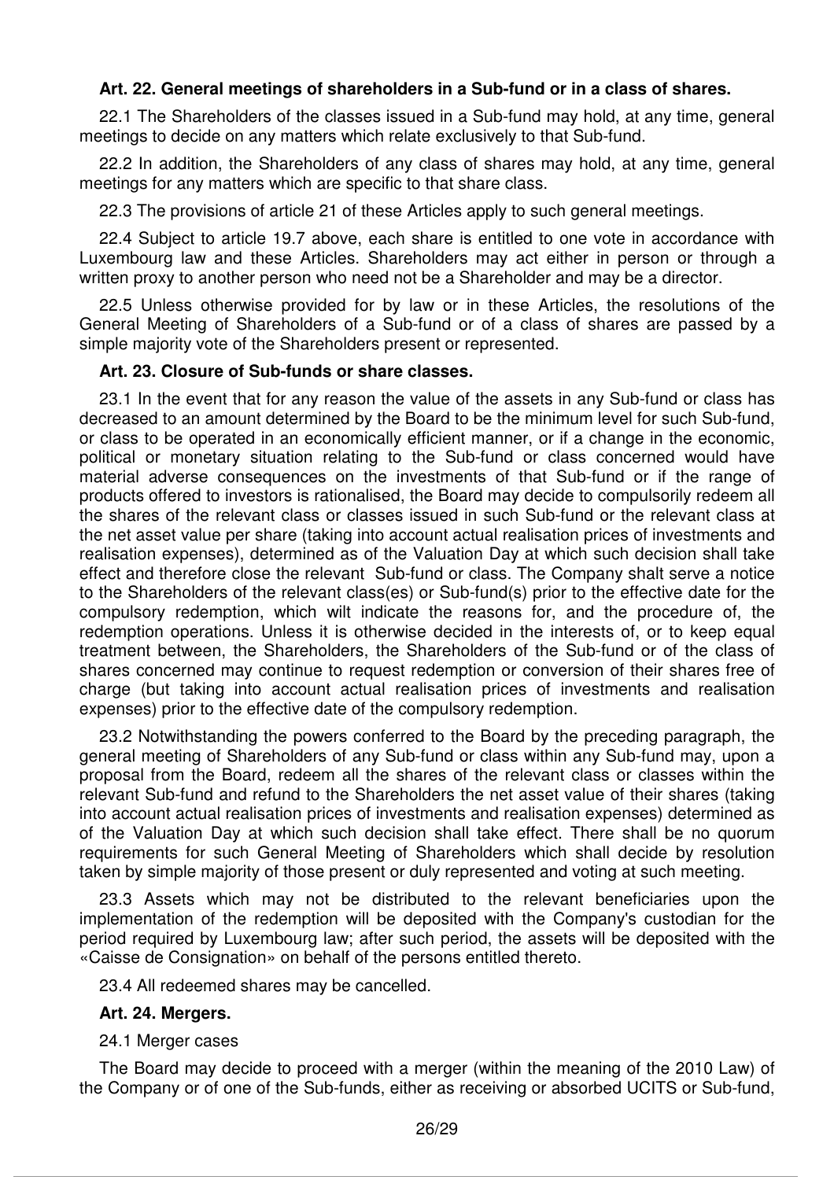**Art. 22. General meetings of shareholders in a Sub-fund or in a class of shares.**

22.1 The Shareholders of the classes issued in a Sub-fund may hold, at any time, general meetings to decide on any matters which relate exclusively to that Sub-fund.

22.2 In addition, the Shareholders of any class of shares may hold, at any time, general meetings for any matters which are specific to that share class.

22.3 The provisions of article 21 of these Articles apply to such general meetings.

22.4 Subject to article 19.7 above, each share is entitled to one vote in accordance with Luxembourg law and these Articles. Shareholders may act either in person or through a written proxy to another person who need not be a Shareholder and may be a director.

22.5 Unless otherwise provided for by law or in these Articles, the resolutions of the General Meeting of Shareholders of a Sub-fund or of a class of shares are passed by a simple majority vote of the Shareholders present or represented.

**Art. 23. Closure of Sub-funds or share classes.**

23.1 In the event that for any reason the value of the assets in any Sub-fund or class has decreased to an amount determined by the Board to be the minimum level for such Sub-fund, or class to be operated in an economically efficient manner, or if a change in the economic, political or monetary situation relating to the Sub-fund or class concerned would have material adverse consequences on the investments of that Sub-fund or if the range of products offered to investors is rationalised, the Board may decide to compulsorily redeem all the shares of the relevant class or classes issued in such Sub-fund or the relevant class at the net asset value per share (taking into account actual realisation prices of investments and realisation expenses), determined as of the Valuation Day at which such decision shall take effect and therefore close the relevant Sub-fund or class. The Company shalt serve a notice to the Shareholders of the relevant class(es) or Sub-fund(s) prior to the effective date for the compulsory redemption, which wilt indicate the reasons for, and the procedure of, the redemption operations. Unless it is otherwise decided in the interests of, or to keep equal treatment between, the Shareholders, the Shareholders of the Sub-fund or of the class of shares concerned may continue to request redemption or conversion of their shares free of charge (but taking into account actual realisation prices of investments and realisation expenses) prior to the effective date of the compulsory redemption.

23.2 Notwithstanding the powers conferred to the Board by the preceding paragraph, the general meeting of Shareholders of any Sub-fund or class within any Sub-fund may, upon a proposal from the Board, redeem all the shares of the relevant class or classes within the relevant Sub-fund and refund to the Shareholders the net asset value of their shares (taking into account actual realisation prices of investments and realisation expenses) determined as of the Valuation Day at which such decision shall take effect. There shall be no quorum requirements for such General Meeting of Shareholders which shall decide by resolution taken by simple majority of those present or duly represented and voting at such meeting.

23.3 Assets which may not be distributed to the relevant beneficiaries upon the implementation of the redemption will be deposited with the Company's custodian for the period required by Luxembourg law; after such period, the assets will be deposited with the «Caisse de Consignation» on behalf of the persons entitled thereto.

23.4 All redeemed shares may be cancelled.

**Art. 24. Mergers.**

24.1 Merger cases

The Board may decide to proceed with a merger (within the meaning of the 2010 Law) of the Company or of one of the Sub-funds, either as receiving or absorbed UCITS or Sub-fund,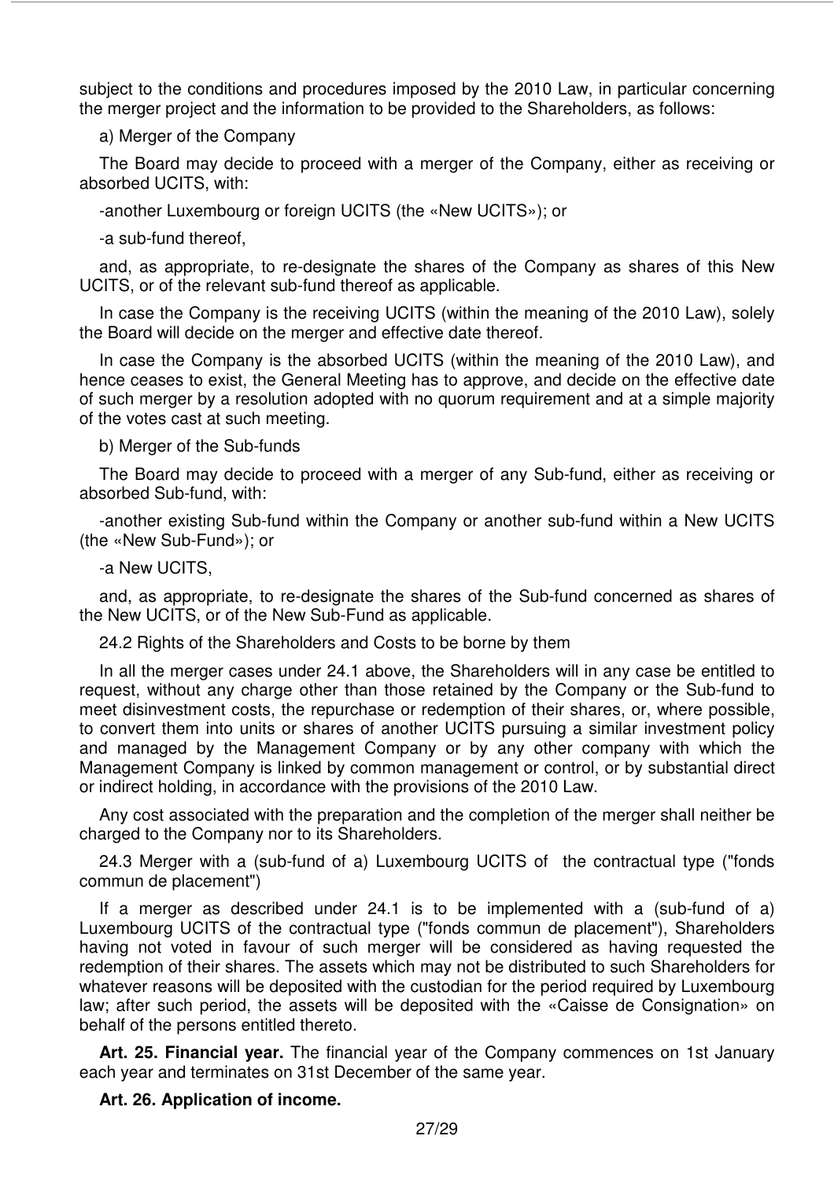subject to the conditions and procedures imposed by the 2010 Law, in particular concerning the merger project and the information to be provided to the Shareholders, as follows:

a) Merger of the Company

The Board may decide to proceed with a merger of the Company, either as receiving or absorbed UCITS, with:

-another Luxembourg or foreign UCITS (the «New UCITS»); or

-a sub-fund thereof,

and, as appropriate, to re-designate the shares of the Company as shares of this New UCITS, or of the relevant sub-fund thereof as applicable.

In case the Company is the receiving UCITS (within the meaning of the 2010 Law), solely the Board will decide on the merger and effective date thereof.

In case the Company is the absorbed UCITS (within the meaning of the 2010 Law), and hence ceases to exist, the General Meeting has to approve, and decide on the effective date of such merger by a resolution adopted with no quorum requirement and at a simple majority of the votes cast at such meeting.

b) Merger of the Sub-funds

The Board may decide to proceed with a merger of any Sub-fund, either as receiving or absorbed Sub-fund, with:

-another existing Sub-fund within the Company or another sub-fund within a New UCITS (the «New Sub-Fund»); or

-a New UCITS,

and, as appropriate, to re-designate the shares of the Sub-fund concerned as shares of the New UCITS, or of the New Sub-Fund as applicable.

24.2 Rights of the Shareholders and Costs to be borne by them

In all the merger cases under 24.1 above, the Shareholders will in any case be entitled to request, without any charge other than those retained by the Company or the Sub-fund to meet disinvestment costs, the repurchase or redemption of their shares, or, where possible, to convert them into units or shares of another UCITS pursuing a similar investment policy and managed by the Management Company or by any other company with which the Management Company is linked by common management or control, or by substantial direct or indirect holding, in accordance with the provisions of the 2010 Law.

Any cost associated with the preparation and the completion of the merger shall neither be charged to the Company nor to its Shareholders.

24.3 Merger with a (sub-fund of a) Luxembourg UCITS of the contractual type ("fonds commun de placement")

If a merger as described under 24.1 is to be implemented with a (sub-fund of a) Luxembourg UCITS of the contractual type ("fonds commun de placement"), Shareholders having not voted in favour of such merger will be considered as having requested the redemption of their shares. The assets which may not be distributed to such Shareholders for whatever reasons will be deposited with the custodian for the period required by Luxembourg law; after such period, the assets will be deposited with the «Caisse de Consignation» on behalf of the persons entitled thereto.

**Art. 25. Financial year.** The financial year of the Company commences on 1st January each year and terminates on 31st December of the same year.

**Art. 26. Application of income.**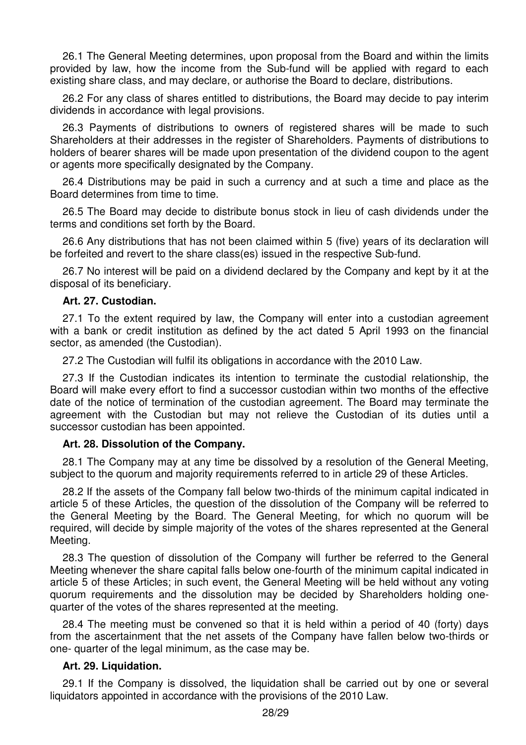26.1 The General Meeting determines, upon proposal from the Board and within the limits provided by law, how the income from the Sub-fund will be applied with regard to each existing share class, and may declare, or authorise the Board to declare, distributions.

26.2 For any class of shares entitled to distributions, the Board may decide to pay interim dividends in accordance with legal provisions.

26.3 Payments of distributions to owners of registered shares will be made to such Shareholders at their addresses in the register of Shareholders. Payments of distributions to holders of bearer shares will be made upon presentation of the dividend coupon to the agent or agents more specifically designated by the Company.

26.4 Distributions may be paid in such a currency and at such a time and place as the Board determines from time to time.

26.5 The Board may decide to distribute bonus stock in lieu of cash dividends under the terms and conditions set forth by the Board.

26.6 Any distributions that has not been claimed within 5 (five) years of its declaration will be forfeited and revert to the share class(es) issued in the respective Sub-fund.

26.7 No interest will be paid on a dividend declared by the Company and kept by it at the disposal of its beneficiary.

**Art. 27. Custodian.**

27.1 To the extent required by law, the Company will enter into a custodian agreement with a bank or credit institution as defined by the act dated 5 April 1993 on the financial sector, as amended (the Custodian).

27.2 The Custodian will fulfil its obligations in accordance with the 2010 Law.

27.3 If the Custodian indicates its intention to terminate the custodial relationship, the Board will make every effort to find a successor custodian within two months of the effective date of the notice of termination of the custodian agreement. The Board may terminate the agreement with the Custodian but may not relieve the Custodian of its duties until a successor custodian has been appointed.

**Art. 28. Dissolution of the Company.**

28.1 The Company may at any time be dissolved by a resolution of the General Meeting, subject to the quorum and majority requirements referred to in article 29 of these Articles.

28.2 If the assets of the Company fall below two-thirds of the minimum capital indicated in article 5 of these Articles, the question of the dissolution of the Company will be referred to the General Meeting by the Board. The General Meeting, for which no quorum will be required, will decide by simple majority of the votes of the shares represented at the General Meeting.

28.3 The question of dissolution of the Company will further be referred to the General Meeting whenever the share capital falls below one-fourth of the minimum capital indicated in article 5 of these Articles; in such event, the General Meeting will be held without any voting quorum requirements and the dissolution may be decided by Shareholders holding one-quarter of the votes of the shares represented at the meeting.

28.4 The meeting must be convened so that it is held within a period of 40 (forty) days from the ascertainment that the net assets of the Company have fallen below two-thirds or one- quarter of the legal minimum, as the case may be.

**Art. 29. Liquidation.**

29.1 If the Company is dissolved, the liquidation shall be carried out by one or several liquidators appointed in accordance with the provisions of the 2010 Law.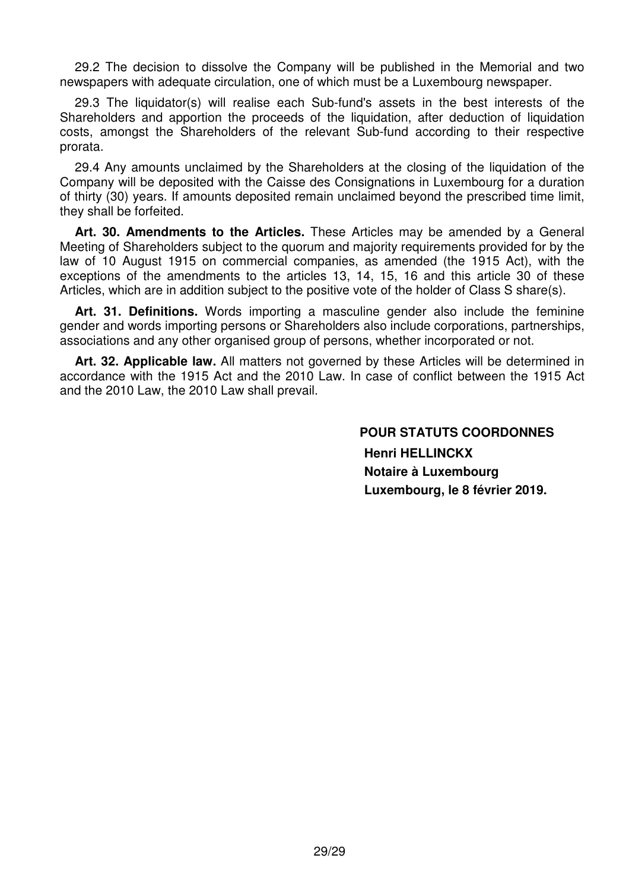29.2 The decision to dissolve the Company will be published in the Memorial and two newspapers with adequate circulation, one of which must be a Luxembourg newspaper.

29.3 The liquidator(s) will realise each Sub-fund's assets in the best interests of the Shareholders and apportion the proceeds of the liquidation, after deduction of liquidation costs, amongst the Shareholders of the relevant Sub-fund according to their respective prorata.

29.4 Any amounts unclaimed by the Shareholders at the closing of the liquidation of the Company will be deposited with the Caisse des Consignations in Luxembourg for a duration of thirty (30) years. If amounts deposited remain unclaimed beyond the prescribed time limit, they shall be forfeited.

**Art. 30. Amendments to the Articles.** These Articles may be amended by a General Meeting of Shareholders subject to the quorum and majority requirements provided for by the law of 10 August 1915 on commercial companies, as amended (the 1915 Act), with the exceptions of the amendments to the articles 13, 14, 15, 16 and this article 30 of these Articles, which are in addition subject to the positive vote of the holder of Class S share(s).

**Art. 31. Definitions.** Words importing a masculine gender also include the feminine gender and words importing persons or Shareholders also include corporations, partnerships, associations and any other organised group of persons, whether incorporated or not.

**Art. 32. Applicable law.** All matters not governed by these Articles will be determined in accordance with the 1915 Act and the 2010 Law. In case of conflict between the 1915 Act and the 2010 Law, the 2010 Law shall prevail.

**POUR STATUTS COORDONNES**

**Henri HELLINCKX**

**Notaire à Luxembourg**

**Luxembourg, le 8 février 2019.**